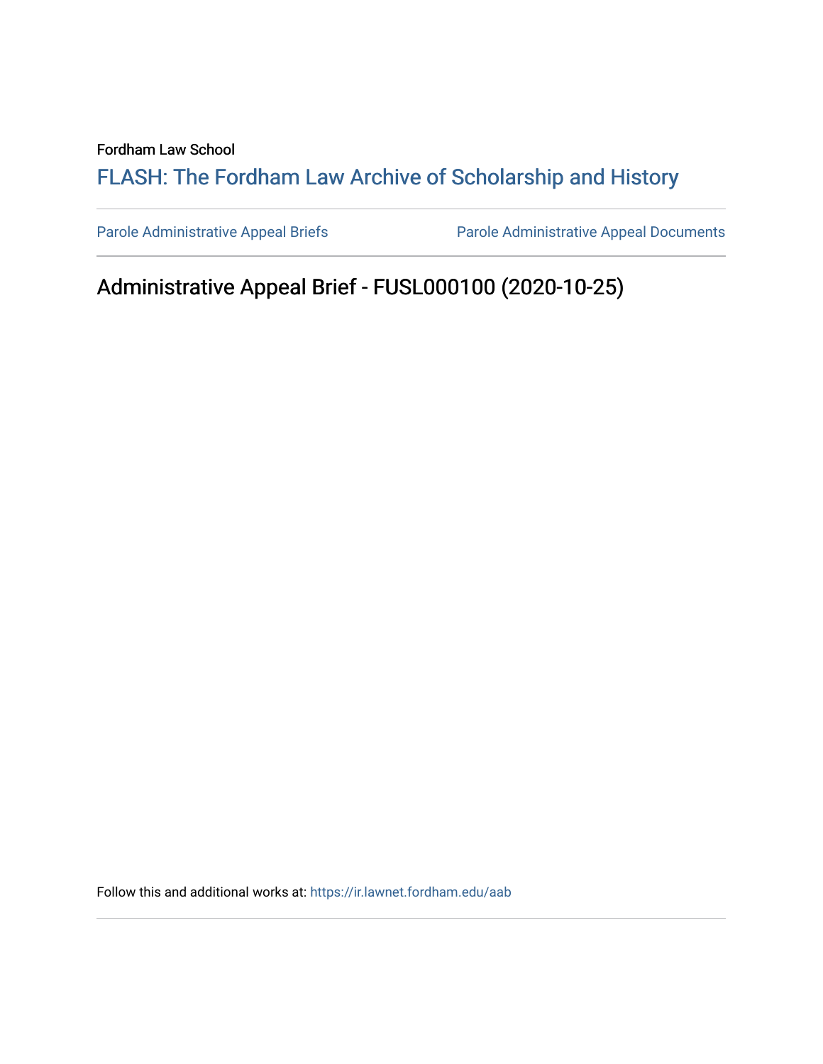Fordham Law School

# FLASH: The Fordham Law Archive of Scholarship and History

Parole Administrative Appeal Briefs

Parole Administrative Appeal Documents

## Administrative Appeal Brief - FUSL000100 (2020-10-25)

Follow this and additional works at: https://ir.lawnet.fordham.edu/aab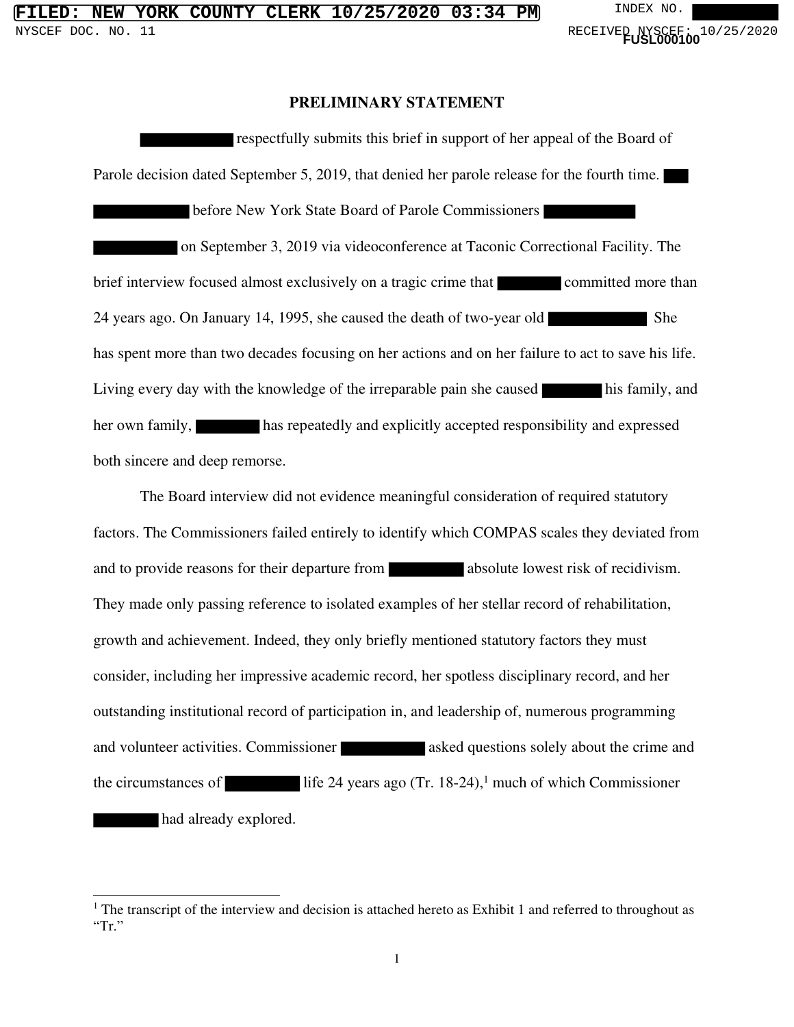## PRELIMINARY STATEMENT

█████ respectfully submits this brief in support of her appeal of the Board of Parole decision dated September 5, 2019, that denied her parole release for the fourth time. ███ █████ before New York State Board of Parole Commissioners █████ █████ on September 3, 2019 via videoconference at Taconic Correctional Facility. The brief interview focused almost exclusively on a tragic crime that ████ committed more than 24 years ago. On January 14, 1995, she caused the death of two-year old █████ She has spent more than two decades focusing on her actions and on her failure to act to save his life. Living every day with the knowledge of the irreparable pain she caused ████ his family, and her own family, ████ has repeatedly and explicitly accepted responsibility and expressed both sincere and deep remorse.

The Board interview did not evidence meaningful consideration of required statutory factors. The Commissioners failed entirely to identify which COMPAS scales they deviated from and to provide reasons for their departure from ████ absolute lowest risk of recidivism. They made only passing reference to isolated examples of her stellar record of rehabilitation, growth and achievement. Indeed, they only briefly mentioned statutory factors they must consider, including her impressive academic record, her spotless disciplinary record, and her outstanding institutional record of participation in, and leadership of, numerous programming and volunteer activities. Commissioner █████ asked questions solely about the crime and the circumstances of ████ life 24 years ago (Tr. 18-24),[1] much of which Commissioner ████ had already explored.

---

[1] The transcript of the interview and decision is attached hereto as Exhibit 1 and referred to throughout as "Tr."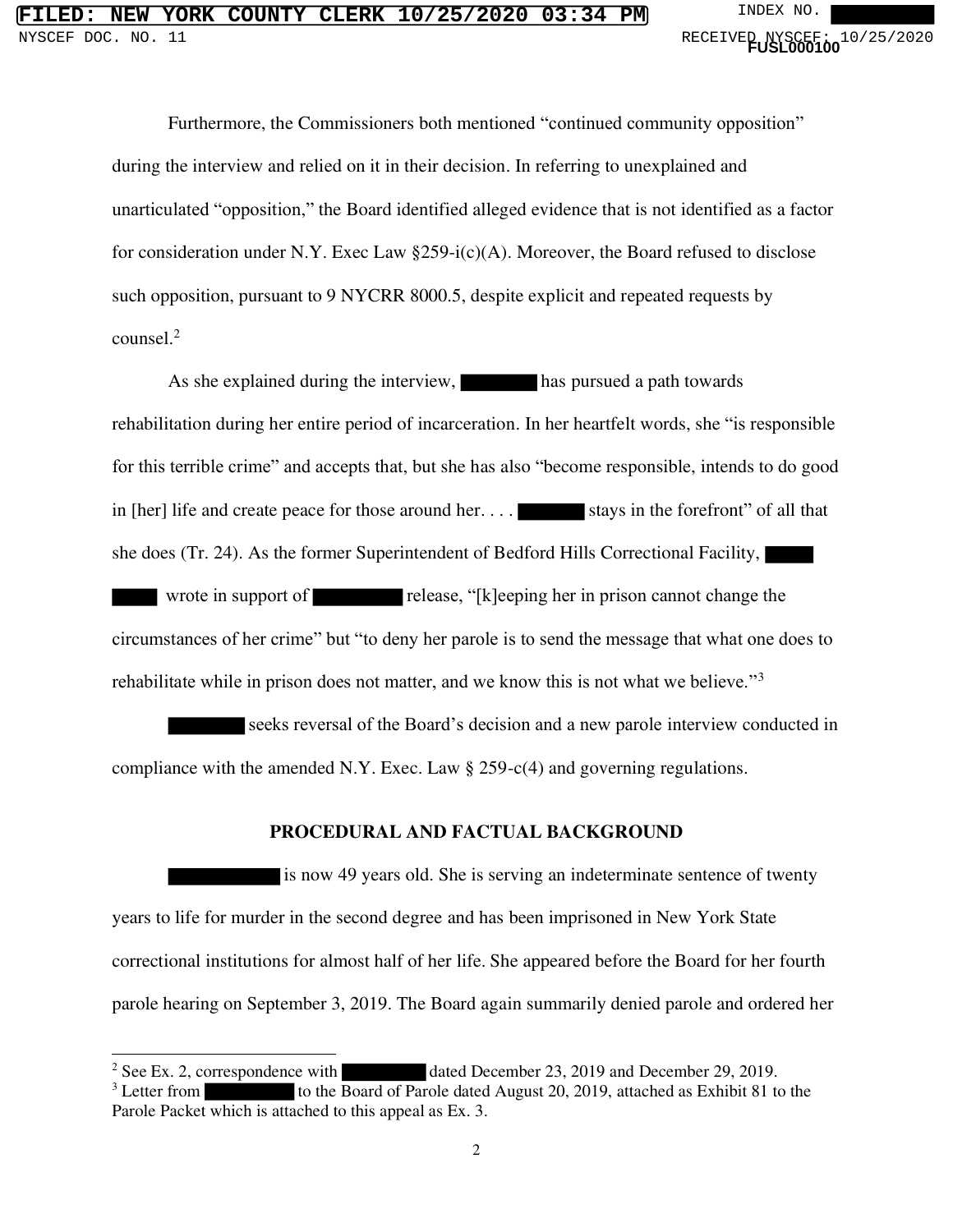Furthermore, the Commissioners both mentioned "continued community opposition" during the interview and relied on it in their decision. In referring to unexplained and unarticulated "opposition," the Board identified alleged evidence that is not identified as a factor for consideration under N.Y. Exec Law §259-i(c)(A). Moreover, the Board refused to disclose such opposition, pursuant to 9 NYCRR 8000.5, despite explicit and repeated requests by counsel.[2]

As she explained during the interview, ██████ has pursued a path towards rehabilitation during her entire period of incarceration. In her heartfelt words, she "is responsible for this terrible crime" and accepts that, but she has also "become responsible, intends to do good in [her] life and create peace for those around her. . . . ██████ stays in the forefront" of all that she does (Tr. 24). As the former Superintendent of Bedford Hills Correctional Facility, ████ ████ wrote in support of ██████ release, "[k]eeping her in prison cannot change the circumstances of her crime" but "to deny her parole is to send the message that what one does to rehabilitate while in prison does not matter, and we know this is not what we believe."[3]

██████ seeks reversal of the Board's decision and a new parole interview conducted in compliance with the amended N.Y. Exec. Law § 259-c(4) and governing regulations.

## PROCEDURAL AND FACTUAL BACKGROUND

██████ is now 49 years old. She is serving an indeterminate sentence of twenty years to life for murder in the second degree and has been imprisoned in New York State correctional institutions for almost half of her life. She appeared before the Board for her fourth parole hearing on September 3, 2019. The Board again summarily denied parole and ordered her

---

[2] See Ex. 2, correspondence with ██████ dated December 23, 2019 and December 29, 2019.

[3] Letter from ██████ to the Board of Parole dated August 20, 2019, attached as Exhibit 81 to the Parole Packet which is attached to this appeal as Ex. 3.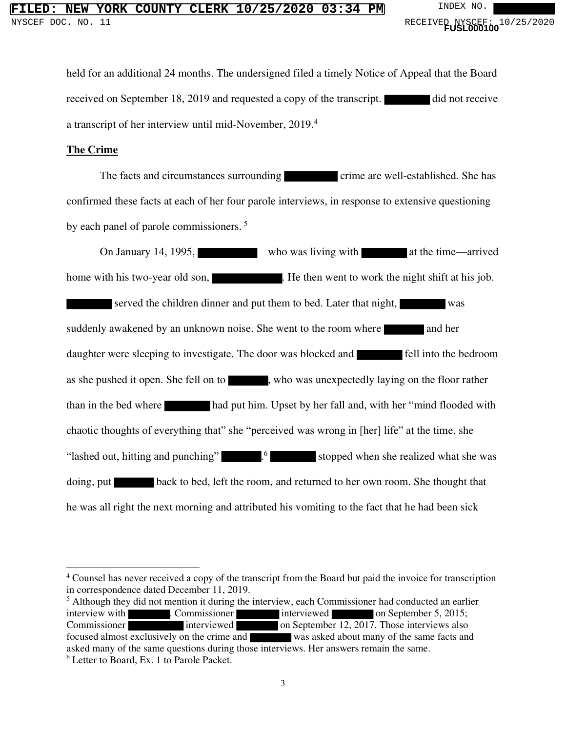held for an additional 24 months. The undersigned filed a timely Notice of Appeal that the Board received on September 18, 2019 and requested a copy of the transcript. ████████ did not receive a transcript of her interview until mid-November, 2019.[4]

**The Crime**

The facts and circumstances surrounding ████████ crime are well-established. She has confirmed these facts at each of her four parole interviews, in response to extensive questioning by each panel of parole commissioners.[5]

On January 14, 1995, ██████████ who was living with ████████ at the time—arrived home with his two-year old son, ██████████. He then went to work the night shift at his job. ████████ served the children dinner and put them to bed. Later that night, ████████ was suddenly awakened by an unknown noise. She went to the room where ███████ and her daughter were sleeping to investigate. The door was blocked and ████████ fell into the bedroom as she pushed it open. She fell on to ███████, who was unexpectedly laying on the floor rather than in the bed where ████████ had put him. Upset by her fall and, with her "mind flooded with chaotic thoughts of everything that" she "perceived was wrong in [her] life" at the time, she "lashed out, hitting and punching" ███████.[6] ████████ stopped when she realized what she was doing, put ███████ back to bed, left the room, and returned to her own room. She thought that he was all right the next morning and attributed his vomiting to the fact that he had been sick

---

[4] Counsel has never received a copy of the transcript from the Board but paid the invoice for transcription in correspondence dated December 11, 2019.

[5] Although they did not mention it during the interview, each Commissioner had conducted an earlier interview with ███████. Commissioner ████████ interviewed ████████ on September 5, 2015; Commissioner ██████████ interviewed ████████ on September 12, 2017. Those interviews also focused almost exclusively on the crime and ████████ was asked about many of the same facts and asked many of the same questions during those interviews. Her answers remain the same.

[6] Letter to Board, Ex. 1 to Parole Packet.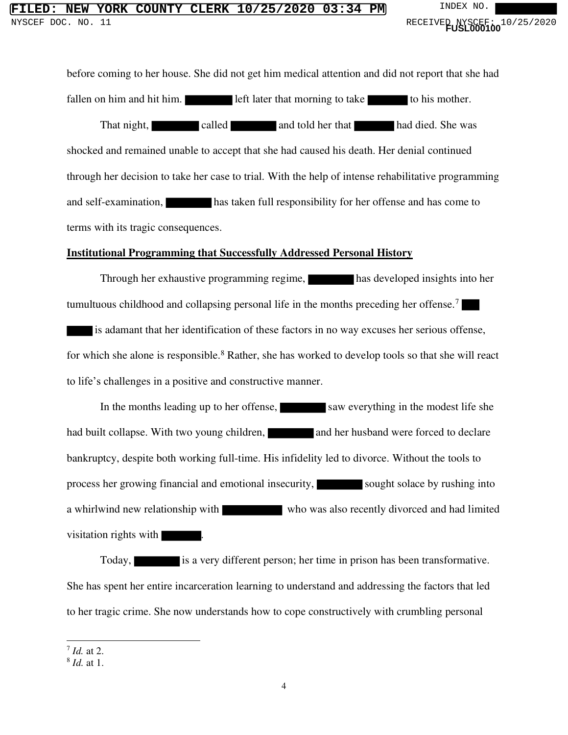before coming to her house. She did not get him medical attention and did not report that she had fallen on him and hit him. ██████ left later that morning to take ██████ to his mother.

That night, ██████ called ██████ and told her that ██████ had died. She was shocked and remained unable to accept that she had caused his death. Her denial continued through her decision to take her case to trial. With the help of intense rehabilitative programming and self-examination, ██████ has taken full responsibility for her offense and has come to terms with its tragic consequences.

**Institutional Programming that Successfully Addressed Personal History**

Through her exhaustive programming regime, ██████ has developed insights into her tumultuous childhood and collapsing personal life in the months preceding her offense.[7] ██████ is adamant that her identification of these factors in no way excuses her serious offense, for which she alone is responsible.[8] Rather, she has worked to develop tools so that she will react to life's challenges in a positive and constructive manner.

In the months leading up to her offense, ██████ saw everything in the modest life she had built collapse. With two young children, ██████ and her husband were forced to declare bankruptcy, despite both working full-time. His infidelity led to divorce. Without the tools to process her growing financial and emotional insecurity, ██████ sought solace by rushing into a whirlwind new relationship with ██████ who was also recently divorced and had limited visitation rights with ██████.

Today, ██████ is a very different person; her time in prison has been transformative. She has spent her entire incarceration learning to understand and addressing the factors that led to her tragic crime. She now understands how to cope constructively with crumbling personal

---

[7] *Id.* at 2.

[8] *Id.* at 1.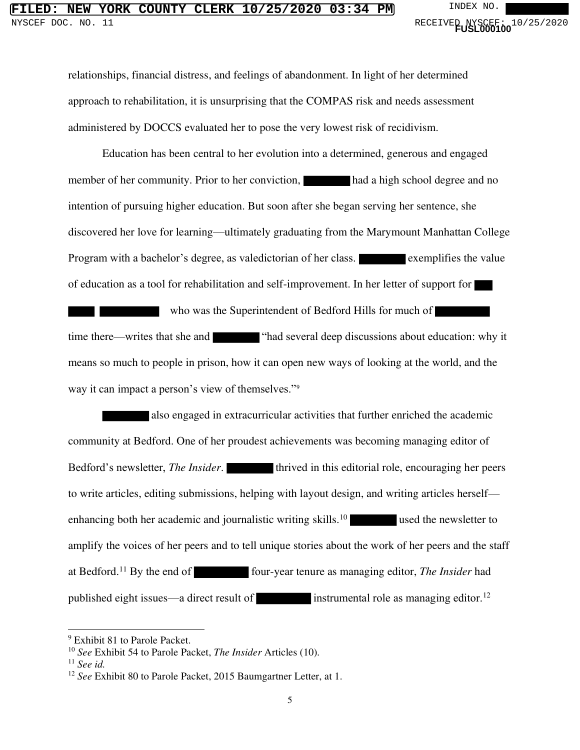relationships, financial distress, and feelings of abandonment. In light of her determined approach to rehabilitation, it is unsurprising that the COMPAS risk and needs assessment administered by DOCCS evaluated her to pose the very lowest risk of recidivism.

Education has been central to her evolution into a determined, generous and engaged member of her community. Prior to her conviction, ████ had a high school degree and no intention of pursuing higher education. But soon after she began serving her sentence, she discovered her love for learning—ultimately graduating from the Marymount Manhattan College Program with a bachelor's degree, as valedictorian of her class. ████ exemplifies the value of education as a tool for rehabilitation and self-improvement. In her letter of support for ██ ██ ████ who was the Superintendent of Bedford Hills for much of ████ time there—writes that she and ████ "had several deep discussions about education: why it means so much to people in prison, how it can open new ways of looking at the world, and the way it can impact a person's view of themselves."[9]

████ also engaged in extracurricular activities that further enriched the academic community at Bedford. One of her proudest achievements was becoming managing editor of Bedford's newsletter, *The Insider*. ████ thrived in this editorial role, encouraging her peers to write articles, editing submissions, helping with layout design, and writing articles herself—enhancing both her academic and journalistic writing skills.[10] ████ used the newsletter to amplify the voices of her peers and to tell unique stories about the work of her peers and the staff at Bedford.[11] By the end of ████ four-year tenure as managing editor, *The Insider* had published eight issues—a direct result of ████ instrumental role as managing editor.[12]

---

[9] Exhibit 81 to Parole Packet.

[10] *See* Exhibit 54 to Parole Packet, *The Insider* Articles (10).

[11] *See id.*

[12] *See* Exhibit 80 to Parole Packet, 2015 Baumgartner Letter, at 1.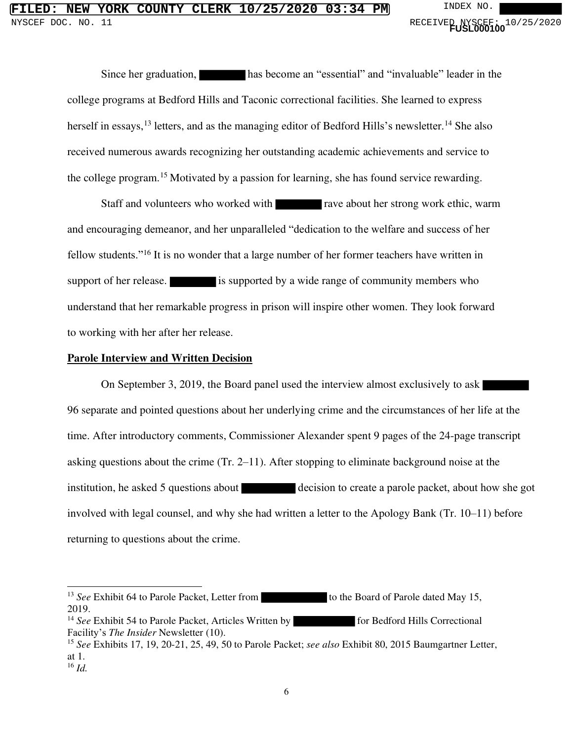Since her graduation, [REDACTED] has become an "essential" and "invaluable" leader in the college programs at Bedford Hills and Taconic correctional facilities. She learned to express herself in essays,[13] letters, and as the managing editor of Bedford Hills's newsletter.[14] She also received numerous awards recognizing her outstanding academic achievements and service to the college program.[15] Motivated by a passion for learning, she has found service rewarding.

Staff and volunteers who worked with [REDACTED] rave about her strong work ethic, warm and encouraging demeanor, and her unparalleled "dedication to the welfare and success of her fellow students."[16] It is no wonder that a large number of her former teachers have written in support of her release. [REDACTED] is supported by a wide range of community members who understand that her remarkable progress in prison will inspire other women. They look forward to working with her after her release.

**Parole Interview and Written Decision**

On September 3, 2019, the Board panel used the interview almost exclusively to ask [REDACTED] 96 separate and pointed questions about her underlying crime and the circumstances of her life at the time. After introductory comments, Commissioner Alexander spent 9 pages of the 24-page transcript asking questions about the crime (Tr. 2–11). After stopping to eliminate background noise at the institution, he asked 5 questions about [REDACTED] decision to create a parole packet, about how she got involved with legal counsel, and why she had written a letter to the Apology Bank (Tr. 10–11) before returning to questions about the crime.

---

[13] *See* Exhibit 64 to Parole Packet, Letter from [REDACTED] to the Board of Parole dated May 15, 2019.

[14] *See* Exhibit 54 to Parole Packet, Articles Written by [REDACTED] for Bedford Hills Correctional Facility's *The Insider* Newsletter (10).

[15] *See* Exhibits 17, 19, 20-21, 25, 49, 50 to Parole Packet; *see also* Exhibit 80, 2015 Baumgartner Letter, at 1.

[16] *Id.*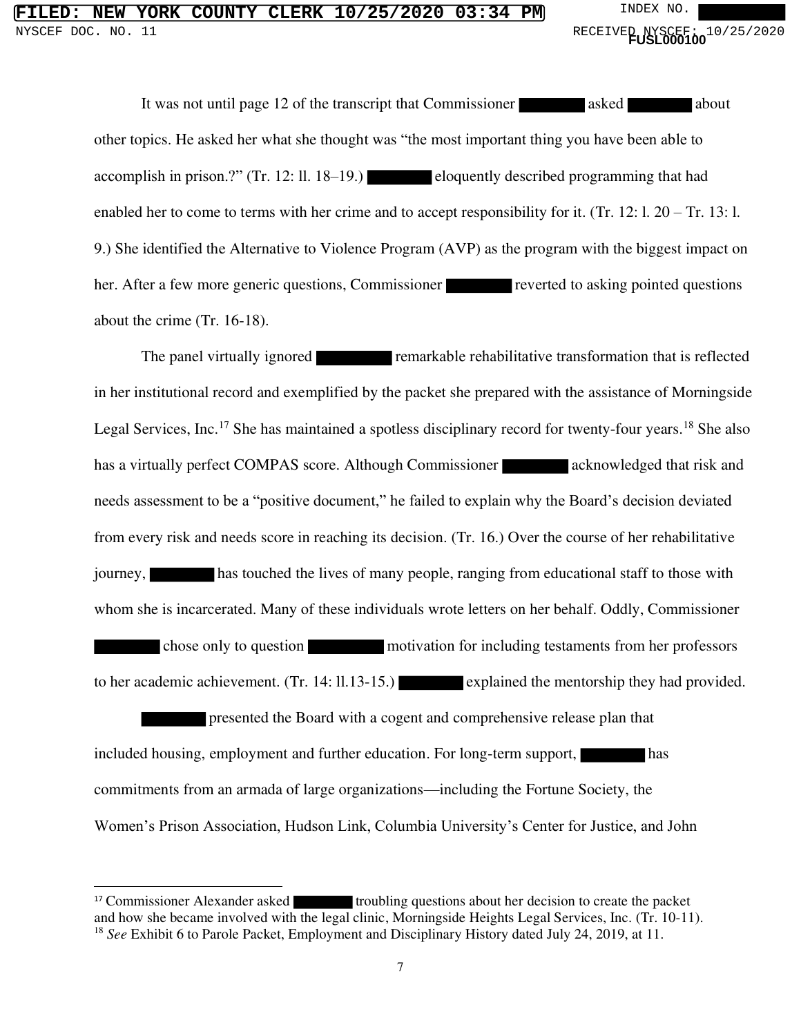It was not until page 12 of the transcript that Commissioner ████████ asked ████████ about other topics. He asked her what she thought was "the most important thing you have been able to accomplish in prison.?" (Tr. 12: ll. 18–19.) ████████ eloquently described programming that had enabled her to come to terms with her crime and to accept responsibility for it. (Tr. 12: l. 20 – Tr. 13: l. 9.) She identified the Alternative to Violence Program (AVP) as the program with the biggest impact on her. After a few more generic questions, Commissioner ████████ reverted to asking pointed questions about the crime (Tr. 16-18).

The panel virtually ignored ████████ remarkable rehabilitative transformation that is reflected in her institutional record and exemplified by the packet she prepared with the assistance of Morningside Legal Services, Inc.[17] She has maintained a spotless disciplinary record for twenty-four years.[18] She also has a virtually perfect COMPAS score. Although Commissioner ████████ acknowledged that risk and needs assessment to be a "positive document," he failed to explain why the Board's decision deviated from every risk and needs score in reaching its decision. (Tr. 16.) Over the course of her rehabilitative journey, ████████ has touched the lives of many people, ranging from educational staff to those with whom she is incarcerated. Many of these individuals wrote letters on her behalf. Oddly, Commissioner ████████ chose only to question ████████ motivation for including testaments from her professors to her academic achievement. (Tr. 14: ll.13-15.) ████████ explained the mentorship they had provided.

████████ presented the Board with a cogent and comprehensive release plan that included housing, employment and further education. For long-term support, ████████ has commitments from an armada of large organizations—including the Fortune Society, the Women's Prison Association, Hudson Link, Columbia University's Center for Justice, and John

---

[17] Commissioner Alexander asked ████████ troubling questions about her decision to create the packet and how she became involved with the legal clinic, Morningside Heights Legal Services, Inc. (Tr. 10-11).

[18] *See* Exhibit 6 to Parole Packet, Employment and Disciplinary History dated July 24, 2019, at 11.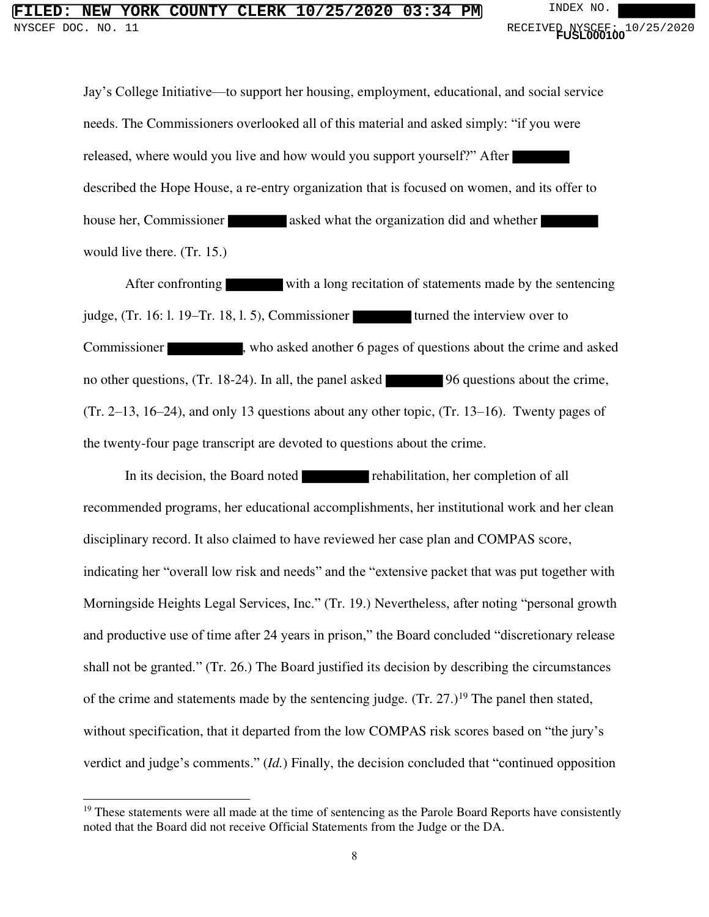Jay's College Initiative—to support her housing, employment, educational, and social service needs. The Commissioners overlooked all of this material and asked simply: "if you were released, where would you live and how would you support yourself?" After ████ described the Hope House, a re-entry organization that is focused on women, and its offer to house her, Commissioner ████ asked what the organization did and whether ████ would live there. (Tr. 15.)

After confronting ████ with a long recitation of statements made by the sentencing judge, (Tr. 16: l. 19–Tr. 18, l. 5), Commissioner ████ turned the interview over to Commissioner ████, who asked another 6 pages of questions about the crime and asked no other questions, (Tr. 18-24). In all, the panel asked ████ 96 questions about the crime, (Tr. 2–13, 16–24), and only 13 questions about any other topic, (Tr. 13–16). Twenty pages of the twenty-four page transcript are devoted to questions about the crime.

In its decision, the Board noted ████ rehabilitation, her completion of all recommended programs, her educational accomplishments, her institutional work and her clean disciplinary record. It also claimed to have reviewed her case plan and COMPAS score, indicating her "overall low risk and needs" and the "extensive packet that was put together with Morningside Heights Legal Services, Inc." (Tr. 19.) Nevertheless, after noting "personal growth and productive use of time after 24 years in prison," the Board concluded "discretionary release shall not be granted." (Tr. 26.) The Board justified its decision by describing the circumstances of the crime and statements made by the sentencing judge. (Tr. 27.)[19] The panel then stated, without specification, that it departed from the low COMPAS risk scores based on "the jury's verdict and judge's comments." (*Id.*) Finally, the decision concluded that "continued opposition

---

[19] These statements were all made at the time of sentencing as the Parole Board Reports have consistently noted that the Board did not receive Official Statements from the Judge or the DA.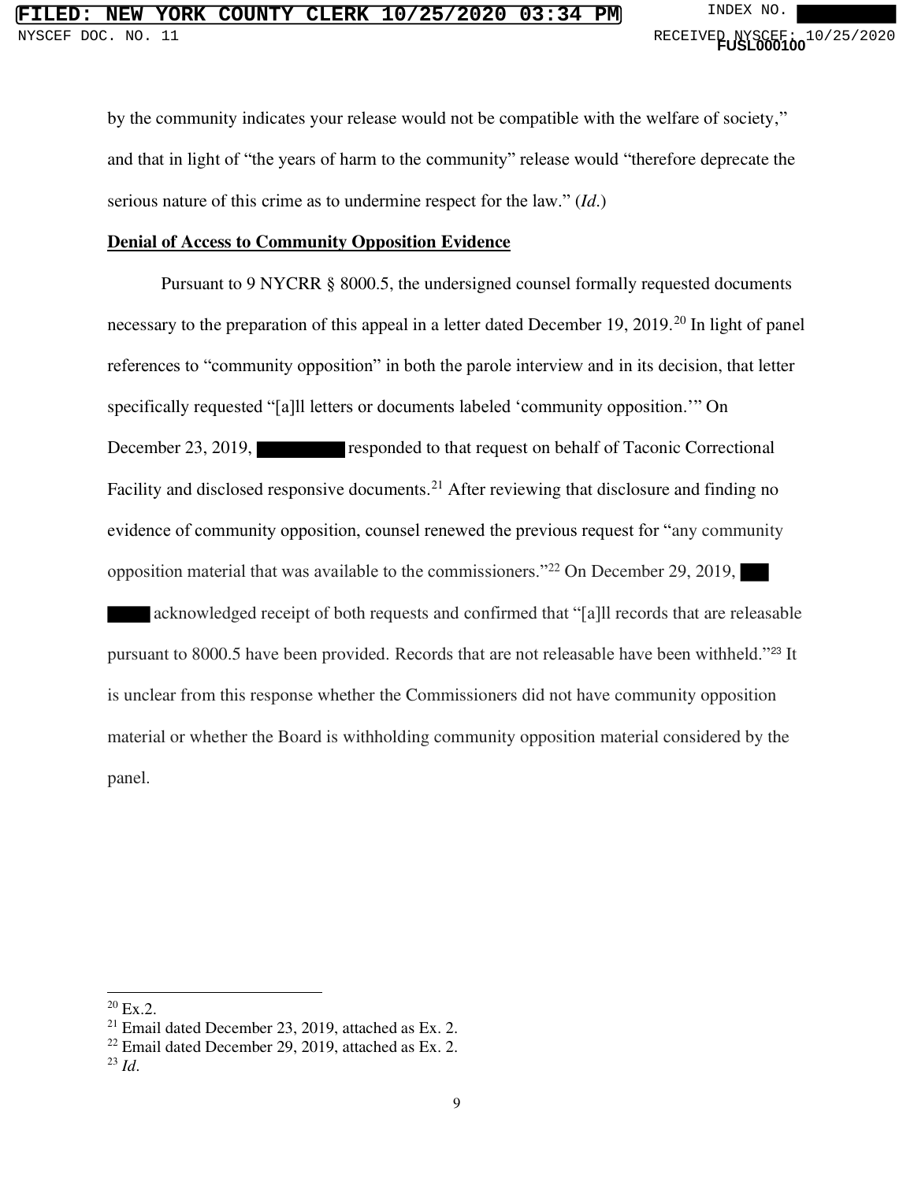by the community indicates your release would not be compatible with the welfare of society," and that in light of "the years of harm to the community" release would "therefore deprecate the serious nature of this crime as to undermine respect for the law." (*Id.*)

**Denial of Access to Community Opposition Evidence**

Pursuant to 9 NYCRR § 8000.5, the undersigned counsel formally requested documents necessary to the preparation of this appeal in a letter dated December 19, 2019.[20] In light of panel references to "community opposition" in both the parole interview and in its decision, that letter specifically requested "[a]ll letters or documents labeled 'community opposition.'" On December 23, 2019, ██████ responded to that request on behalf of Taconic Correctional Facility and disclosed responsive documents.[21] After reviewing that disclosure and finding no evidence of community opposition, counsel renewed the previous request for "any community opposition material that was available to the commissioners."[22] On December 29, 2019, ██ ████ acknowledged receipt of both requests and confirmed that "[a]ll records that are releasable pursuant to 8000.5 have been provided. Records that are not releasable have been withheld."[23] It is unclear from this response whether the Commissioners did not have community opposition material or whether the Board is withholding community opposition material considered by the panel.

---

[20] Ex.2.

[21] Email dated December 23, 2019, attached as Ex. 2.

[22] Email dated December 29, 2019, attached as Ex. 2.

[23] *Id*.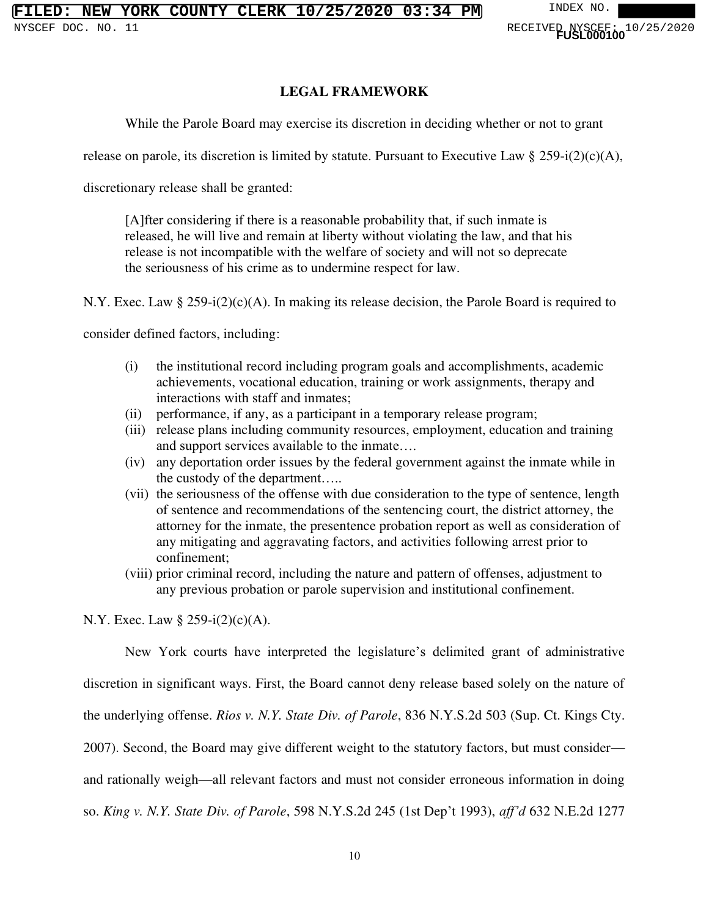## LEGAL FRAMEWORK

While the Parole Board may exercise its discretion in deciding whether or not to grant release on parole, its discretion is limited by statute. Pursuant to Executive Law § 259-i(2)(c)(A), discretionary release shall be granted:

> [A]fter considering if there is a reasonable probability that, if such inmate is released, he will live and remain at liberty without violating the law, and that his release is not incompatible with the welfare of society and will not so deprecate the seriousness of his crime as to undermine respect for law.

N.Y. Exec. Law § 259-i(2)(c)(A). In making its release decision, the Parole Board is required to consider defined factors, including:

> (i) the institutional record including program goals and accomplishments, academic achievements, vocational education, training or work assignments, therapy and interactions with staff and inmates;
>
> (ii) performance, if any, as a participant in a temporary release program;
>
> (iii) release plans including community resources, employment, education and training and support services available to the inmate….
>
> (iv) any deportation order issues by the federal government against the inmate while in the custody of the department…..
>
> (vii) the seriousness of the offense with due consideration to the type of sentence, length of sentence and recommendations of the sentencing court, the district attorney, the attorney for the inmate, the presentence probation report as well as consideration of any mitigating and aggravating factors, and activities following arrest prior to confinement;
>
> (viii) prior criminal record, including the nature and pattern of offenses, adjustment to any previous probation or parole supervision and institutional confinement.

N.Y. Exec. Law § 259-i(2)(c)(A).

New York courts have interpreted the legislature's delimited grant of administrative discretion in significant ways. First, the Board cannot deny release based solely on the nature of the underlying offense. *Rios v. N.Y. State Div. of Parole*, 836 N.Y.S.2d 503 (Sup. Ct. Kings Cty. 2007). Second, the Board may give different weight to the statutory factors, but must consider—and rationally weigh—all relevant factors and must not consider erroneous information in doing so. *King v. N.Y. State Div. of Parole*, 598 N.Y.S.2d 245 (1st Dep't 1993), *aff'd* 632 N.E.2d 1277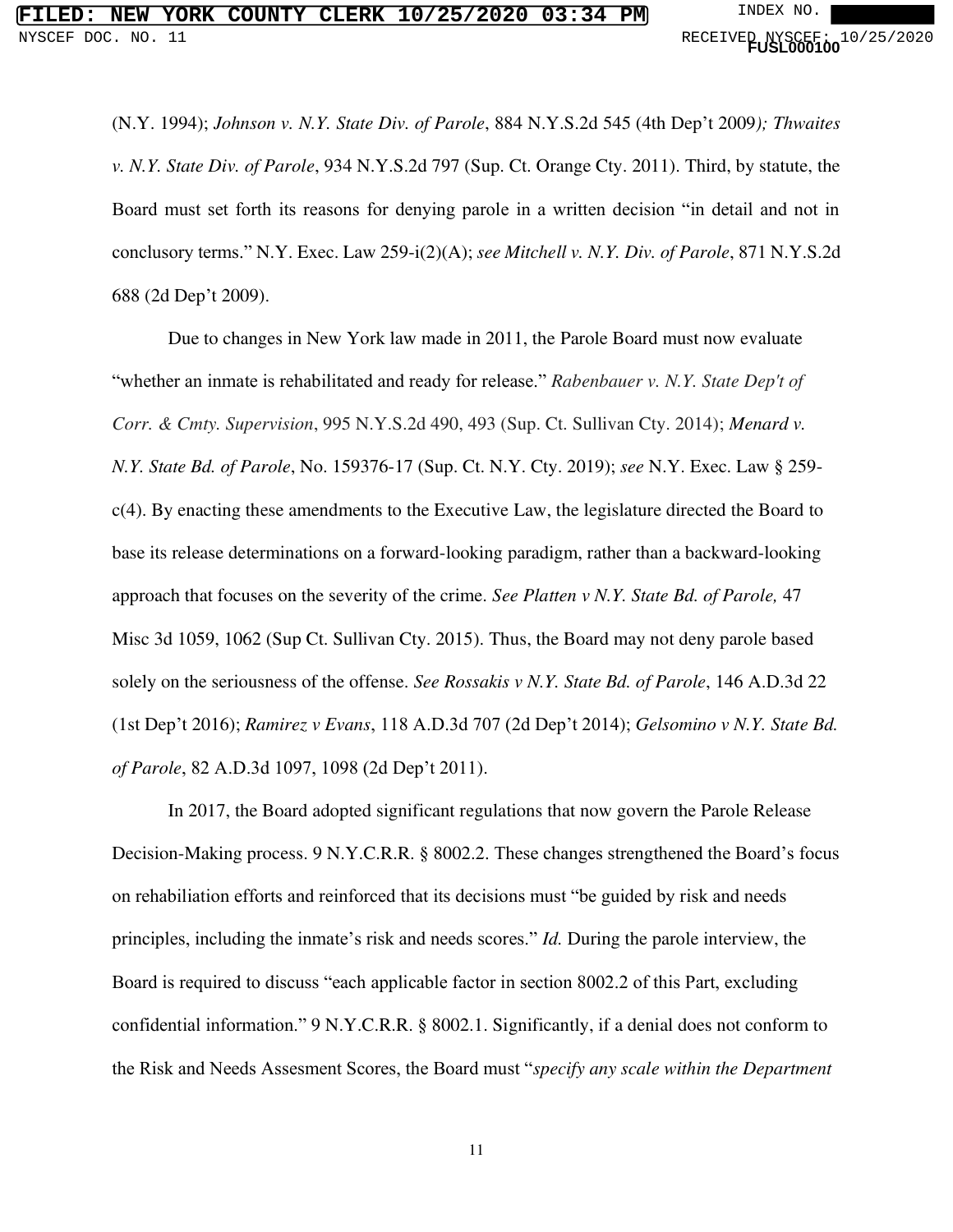(N.Y. 1994); *Johnson v. N.Y. State Div. of Parole*, 884 N.Y.S.2d 545 (4th Dep't 2009*); Thwaites v. N.Y. State Div. of Parole*, 934 N.Y.S.2d 797 (Sup. Ct. Orange Cty. 2011). Third, by statute, the Board must set forth its reasons for denying parole in a written decision "in detail and not in conclusory terms." N.Y. Exec. Law 259-i(2)(A); *see Mitchell v. N.Y. Div. of Parole*, 871 N.Y.S.2d 688 (2d Dep't 2009).

Due to changes in New York law made in 2011, the Parole Board must now evaluate "whether an inmate is rehabilitated and ready for release." *Rabenbauer v. N.Y. State Dep't of Corr. & Cmty. Supervision*, 995 N.Y.S.2d 490, 493 (Sup. Ct. Sullivan Cty. 2014); *Menard v. N.Y. State Bd. of Parole*, No. 159376-17 (Sup. Ct. N.Y. Cty. 2019); *see* N.Y. Exec. Law § 259-c(4). By enacting these amendments to the Executive Law, the legislature directed the Board to base its release determinations on a forward-looking paradigm, rather than a backward-looking approach that focuses on the severity of the crime. *See Platten v N.Y. State Bd. of Parole,* 47 Misc 3d 1059, 1062 (Sup Ct. Sullivan Cty. 2015). Thus, the Board may not deny parole based solely on the seriousness of the offense. *See Rossakis v N.Y. State Bd. of Parole*, 146 A.D.3d 22 (1st Dep't 2016); *Ramirez v Evans*, 118 A.D.3d 707 (2d Dep't 2014); *Gelsomino v N.Y. State Bd. of Parole*, 82 A.D.3d 1097, 1098 (2d Dep't 2011).

In 2017, the Board adopted significant regulations that now govern the Parole Release Decision-Making process. 9 N.Y.C.R.R. § 8002.2. These changes strengthened the Board's focus on rehabiliation efforts and reinforced that its decisions must "be guided by risk and needs principles, including the inmate's risk and needs scores." *Id.* During the parole interview, the Board is required to discuss "each applicable factor in section 8002.2 of this Part, excluding confidential information." 9 N.Y.C.R.R. § 8002.1. Significantly, if a denial does not conform to the Risk and Needs Assesment Scores, the Board must "*specify any scale within the Department*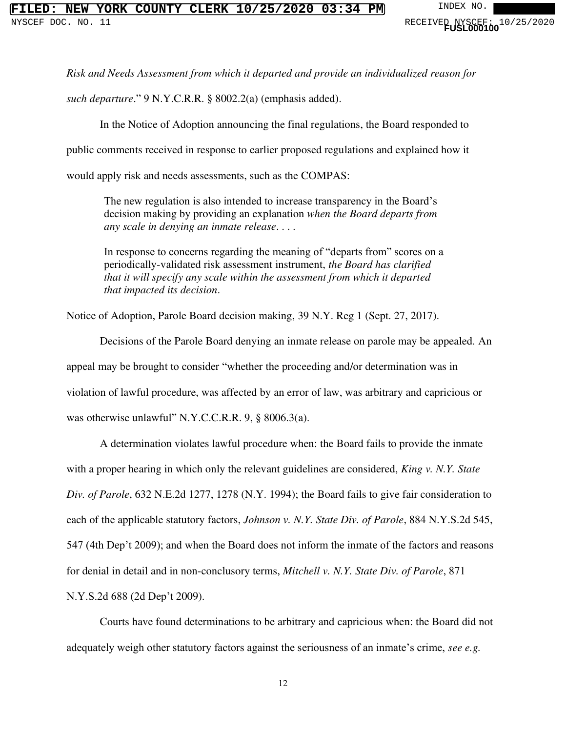*Risk and Needs Assessment from which it departed and provide an individualized reason for such departure*." 9 N.Y.C.R.R. § 8002.2(a) (emphasis added).

In the Notice of Adoption announcing the final regulations, the Board responded to public comments received in response to earlier proposed regulations and explained how it would apply risk and needs assessments, such as the COMPAS:

> The new regulation is also intended to increase transparency in the Board's decision making by providing an explanation *when the Board departs from any scale in denying an inmate release*. . . .
>
> In response to concerns regarding the meaning of "departs from" scores on a periodically-validated risk assessment instrument, *the Board has clarified that it will specify any scale within the assessment from which it departed that impacted its decision*.

Notice of Adoption, Parole Board decision making, 39 N.Y. Reg 1 (Sept. 27, 2017).

Decisions of the Parole Board denying an inmate release on parole may be appealed. An appeal may be brought to consider "whether the proceeding and/or determination was in violation of lawful procedure, was affected by an error of law, was arbitrary and capricious or was otherwise unlawful" N.Y.C.C.R.R. 9, § 8006.3(a).

A determination violates lawful procedure when: the Board fails to provide the inmate with a proper hearing in which only the relevant guidelines are considered, *King v. N.Y. State Div. of Parole*, 632 N.E.2d 1277, 1278 (N.Y. 1994); the Board fails to give fair consideration to each of the applicable statutory factors, *Johnson v. N.Y. State Div. of Parole*, 884 N.Y.S.2d 545, 547 (4th Dep't 2009); and when the Board does not inform the inmate of the factors and reasons for denial in detail and in non-conclusory terms, *Mitchell v. N.Y. State Div. of Parole*, 871 N.Y.S.2d 688 (2d Dep't 2009).

Courts have found determinations to be arbitrary and capricious when: the Board did not adequately weigh other statutory factors against the seriousness of an inmate's crime, *see e.g.*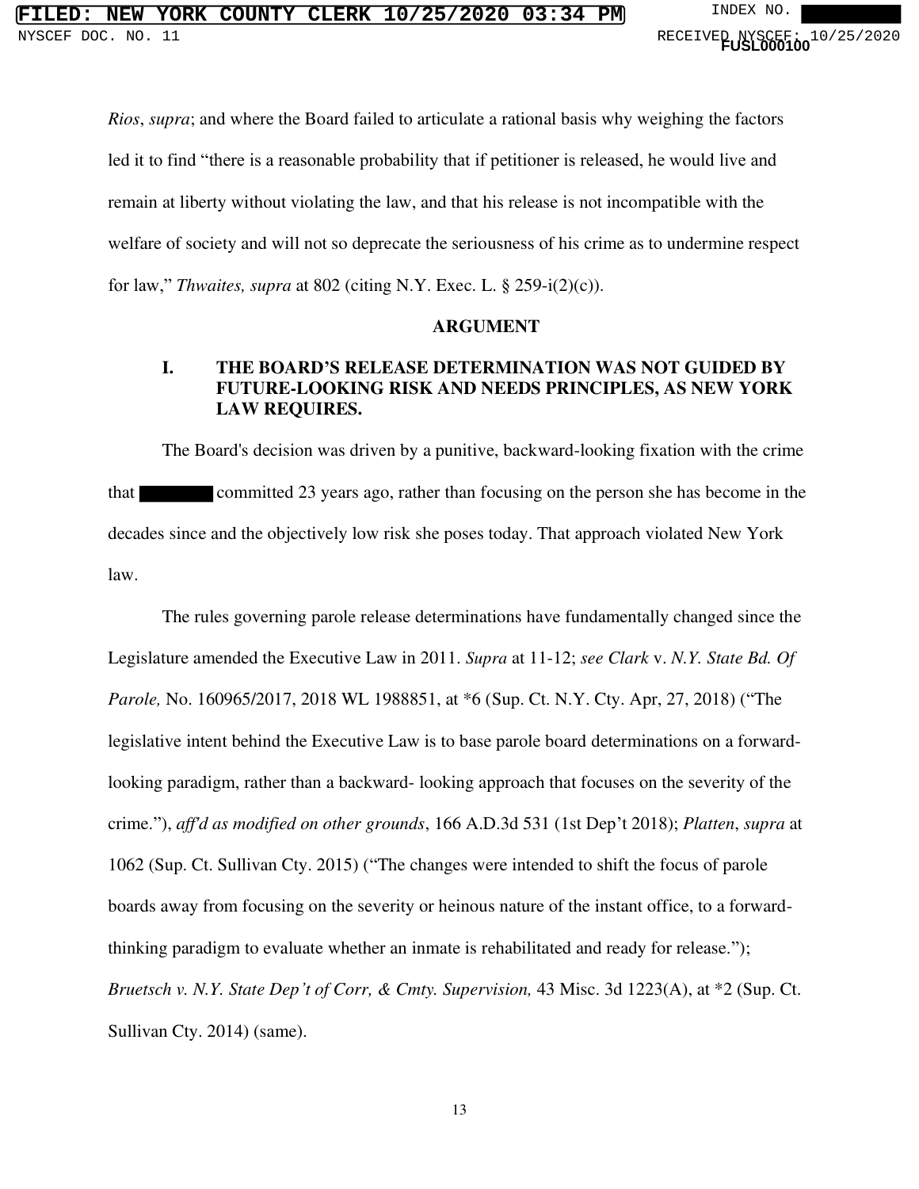*Rios*, *supra*; and where the Board failed to articulate a rational basis why weighing the factors led it to find "there is a reasonable probability that if petitioner is released, he would live and remain at liberty without violating the law, and that his release is not incompatible with the welfare of society and will not so deprecate the seriousness of his crime as to undermine respect for law," *Thwaites, supra* at 802 (citing N.Y. Exec. L. § 259-i(2)(c)).

## ARGUMENT

### I. THE BOARD'S RELEASE DETERMINATION WAS NOT GUIDED BY FUTURE-LOOKING RISK AND NEEDS PRINCIPLES, AS NEW YORK LAW REQUIRES.

The Board's decision was driven by a punitive, backward-looking fixation with the crime that ████ committed 23 years ago, rather than focusing on the person she has become in the decades since and the objectively low risk she poses today. That approach violated New York law.

The rules governing parole release determinations have fundamentally changed since the Legislature amended the Executive Law in 2011. *Supra* at 11-12; *see Clark* v. *N.Y. State Bd. Of Parole,* No. 160965/2017, 2018 WL 1988851, at *6 (Sup. Ct. N.Y. Cty. Apr, 27, 2018) ("The legislative intent behind the Executive Law is to base parole board determinations on a forward-looking paradigm, rather than a backward- looking approach that focuses on the severity of the crime."), *aff'd as modified on other grounds*, 166 A.D.3d 531 (1st Dep't 2018); *Platten*, *supra* at 1062 (Sup. Ct. Sullivan Cty. 2015) ("The changes were intended to shift the focus of parole boards away from focusing on the severity or heinous nature of the instant office, to a forward-thinking paradigm to evaluate whether an inmate is rehabilitated and ready for release."); *Bruetsch v. N.Y. State Dep't of Corr, & Cmty. Supervision,* 43 Misc. 3d 1223(A), at *2 (Sup. Ct. Sullivan Cty. 2014) (same).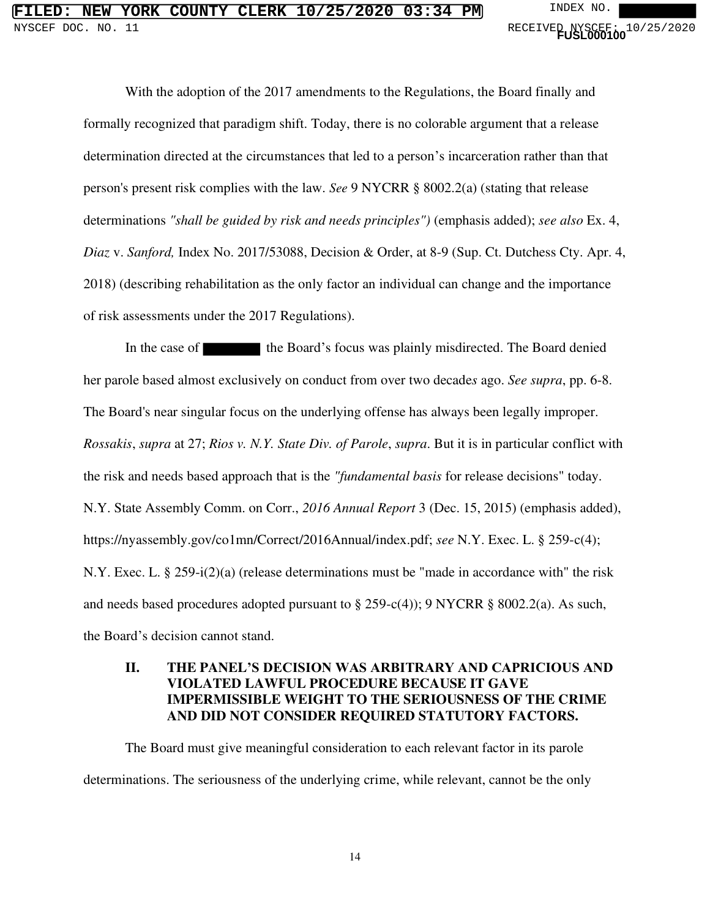With the adoption of the 2017 amendments to the Regulations, the Board finally and formally recognized that paradigm shift. Today, there is no colorable argument that a release determination directed at the circumstances that led to a person's incarceration rather than that person's present risk complies with the law. *See* 9 NYCRR § 8002.2(a) (stating that release determinations *"shall be guided by risk and needs principles")* (emphasis added); *see also* Ex. 4, *Diaz* v. *Sanford,* Index No. 2017/53088, Decision & Order, at 8-9 (Sup. Ct. Dutchess Cty. Apr. 4, 2018) (describing rehabilitation as the only factor an individual can change and the importance of risk assessments under the 2017 Regulations).

In the case of ███████ the Board's focus was plainly misdirected. The Board denied her parole based almost exclusively on conduct from over two decade*s* ago. *See supra*, pp. 6-8. The Board's near singular focus on the underlying offense has always been legally improper. *Rossakis*, *supra* at 27; *Rios v. N.Y. State Div. of Parole*, *supra*. But it is in particular conflict with the risk and needs based approach that is the *"fundamental basis* for release decisions" today. N.Y. State Assembly Comm. on Corr., *2016 Annual Report* 3 (Dec. 15, 2015) (emphasis added), https://nyassembly.gov/co1mn/Correct/2016Annual/index.pdf; *see* N.Y. Exec. L. § 259-c(4); N.Y. Exec. L. § 259-i(2)(a) (release determinations must be "made in accordance with" the risk and needs based procedures adopted pursuant to § 259-c(4)); 9 NYCRR § 8002.2(a). As such, the Board's decision cannot stand.

## II. THE PANEL'S DECISION WAS ARBITRARY AND CAPRICIOUS AND VIOLATED LAWFUL PROCEDURE BECAUSE IT GAVE IMPERMISSIBLE WEIGHT TO THE SERIOUSNESS OF THE CRIME AND DID NOT CONSIDER REQUIRED STATUTORY FACTORS.

The Board must give meaningful consideration to each relevant factor in its parole determinations. The seriousness of the underlying crime, while relevant, cannot be the only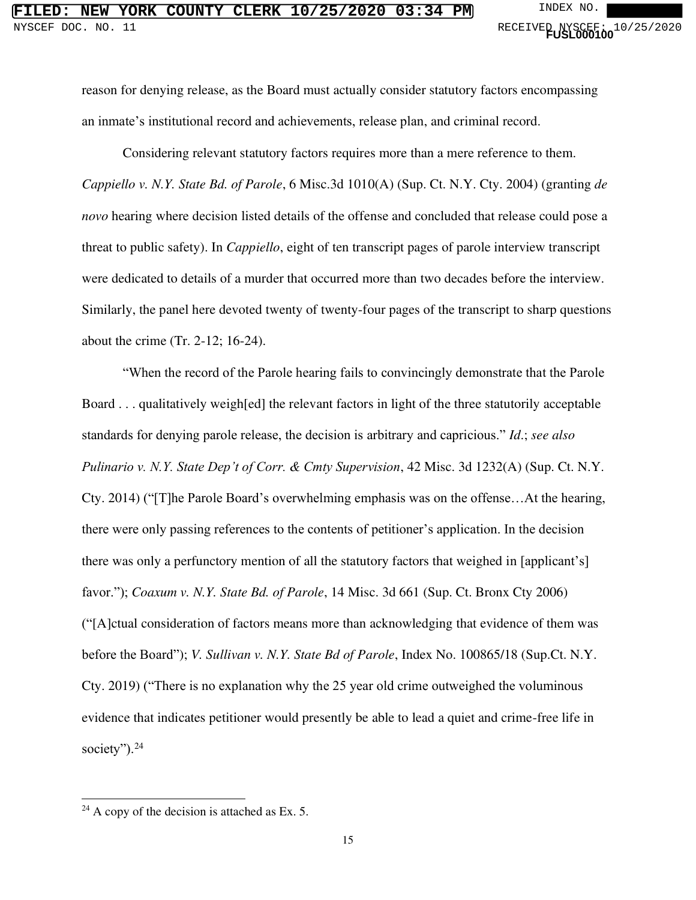reason for denying release, as the Board must actually consider statutory factors encompassing an inmate's institutional record and achievements, release plan, and criminal record.

Considering relevant statutory factors requires more than a mere reference to them. *Cappiello v. N.Y. State Bd. of Parole*, 6 Misc.3d 1010(A) (Sup. Ct. N.Y. Cty. 2004) (granting *de novo* hearing where decision listed details of the offense and concluded that release could pose a threat to public safety). In *Cappiello*, eight of ten transcript pages of parole interview transcript were dedicated to details of a murder that occurred more than two decades before the interview. Similarly, the panel here devoted twenty of twenty-four pages of the transcript to sharp questions about the crime (Tr. 2-12; 16-24).

"When the record of the Parole hearing fails to convincingly demonstrate that the Parole Board . . . qualitatively weigh[ed] the relevant factors in light of the three statutorily acceptable standards for denying parole release, the decision is arbitrary and capricious." *Id.*; *see also Pulinario v. N.Y. State Dep't of Corr. & Cmty Supervision*, 42 Misc. 3d 1232(A) (Sup. Ct. N.Y. Cty. 2014) ("[T]he Parole Board's overwhelming emphasis was on the offense…At the hearing, there were only passing references to the contents of petitioner's application. In the decision there was only a perfunctory mention of all the statutory factors that weighed in [applicant's] favor."); *Coaxum v. N.Y. State Bd. of Parole*, 14 Misc. 3d 661 (Sup. Ct. Bronx Cty 2006) ("[A]ctual consideration of factors means more than acknowledging that evidence of them was before the Board"); *V. Sullivan v. N.Y. State Bd of Parole*, Index No. 100865/18 (Sup.Ct. N.Y. Cty. 2019) ("There is no explanation why the 25 year old crime outweighed the voluminous evidence that indicates petitioner would presently be able to lead a quiet and crime-free life in society").[24]

[24] A copy of the decision is attached as Ex. 5.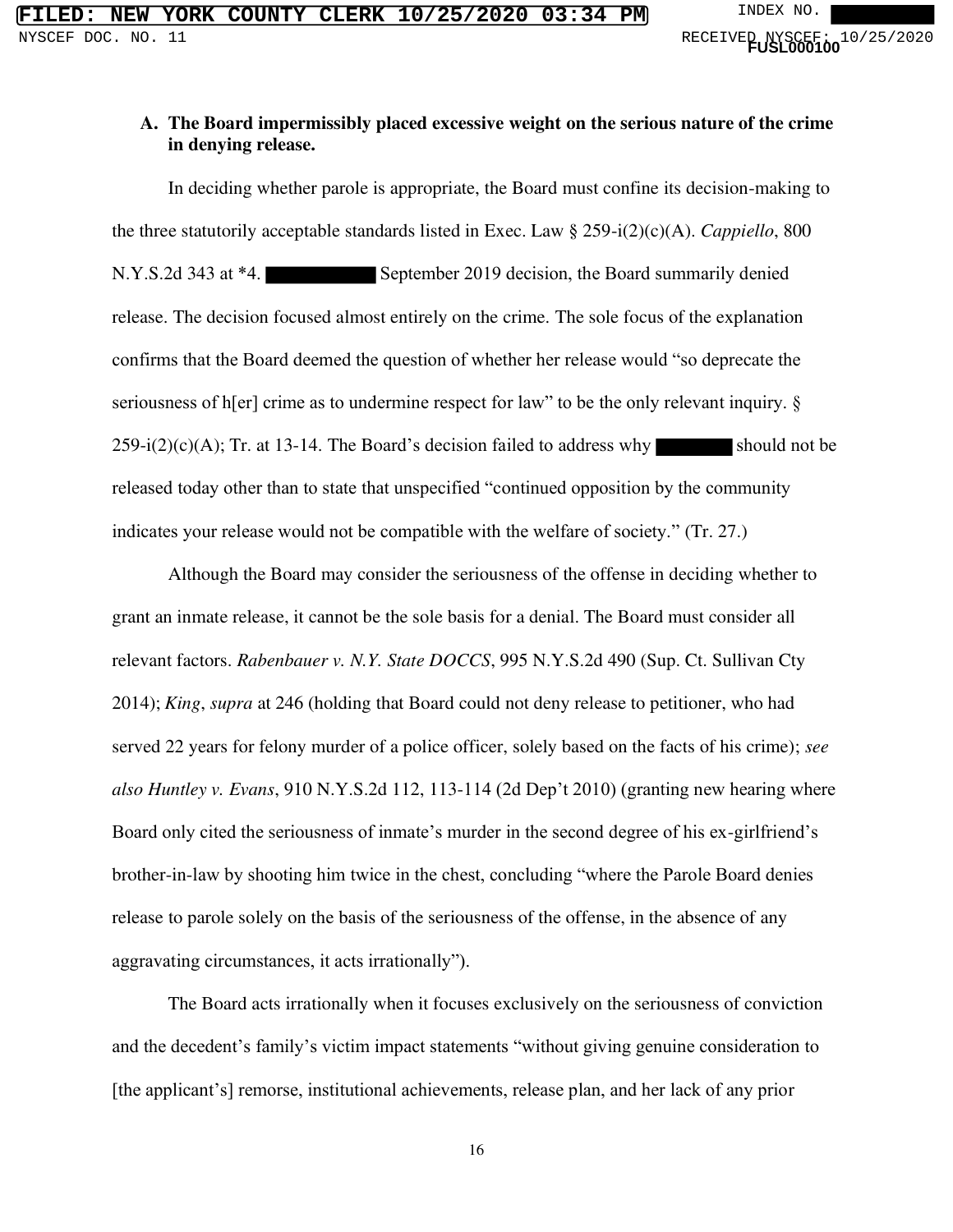### A. The Board impermissibly placed excessive weight on the serious nature of the crime in denying release.

In deciding whether parole is appropriate, the Board must confine its decision-making to the three statutorily acceptable standards listed in Exec. Law § 259-i(2)(c)(A). *Cappiello*, 800 N.Y.S.2d 343 at *4. ████████ September 2019 decision, the Board summarily denied release. The decision focused almost entirely on the crime. The sole focus of the explanation confirms that the Board deemed the question of whether her release would "so deprecate the seriousness of h[er] crime as to undermine respect for law" to be the only relevant inquiry. § 259-i(2)(c)(A); Tr. at 13-14. The Board's decision failed to address why ██████ should not be released today other than to state that unspecified "continued opposition by the community indicates your release would not be compatible with the welfare of society." (Tr. 27.)

Although the Board may consider the seriousness of the offense in deciding whether to grant an inmate release, it cannot be the sole basis for a denial. The Board must consider all relevant factors. *Rabenbauer v. N.Y. State DOCCS*, 995 N.Y.S.2d 490 (Sup. Ct. Sullivan Cty 2014); *King*, *supra* at 246 (holding that Board could not deny release to petitioner, who had served 22 years for felony murder of a police officer, solely based on the facts of his crime); *see also Huntley v. Evans*, 910 N.Y.S.2d 112, 113-114 (2d Dep't 2010) (granting new hearing where Board only cited the seriousness of inmate's murder in the second degree of his ex-girlfriend's brother-in-law by shooting him twice in the chest, concluding "where the Parole Board denies release to parole solely on the basis of the seriousness of the offense, in the absence of any aggravating circumstances, it acts irrationally").

The Board acts irrationally when it focuses exclusively on the seriousness of conviction and the decedent's family's victim impact statements "without giving genuine consideration to [the applicant's] remorse, institutional achievements, release plan, and her lack of any prior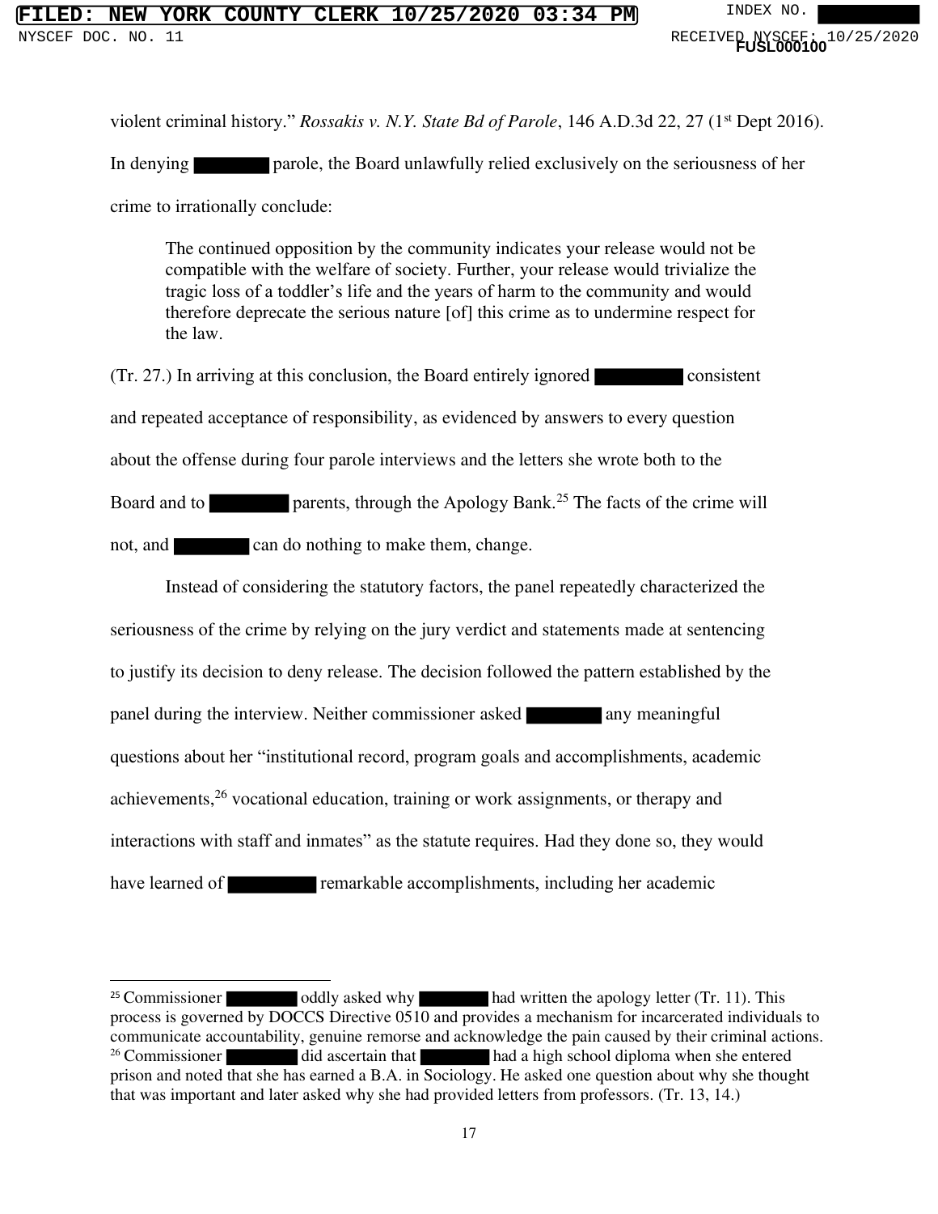violent criminal history." *Rossakis v. N.Y. State Bd of Parole*, 146 A.D.3d 22, 27 (1st Dept 2016).

In denying ████ parole, the Board unlawfully relied exclusively on the seriousness of her crime to irrationally conclude:

> The continued opposition by the community indicates your release would not be compatible with the welfare of society. Further, your release would trivialize the tragic loss of a toddler's life and the years of harm to the community and would therefore deprecate the serious nature [of] this crime as to undermine respect for the law.

(Tr. 27.) In arriving at this conclusion, the Board entirely ignored ████ consistent and repeated acceptance of responsibility, as evidenced by answers to every question about the offense during four parole interviews and the letters she wrote both to the Board and to ████ parents, through the Apology Bank.[25] The facts of the crime will not, and ████ can do nothing to make them, change.

Instead of considering the statutory factors, the panel repeatedly characterized the seriousness of the crime by relying on the jury verdict and statements made at sentencing to justify its decision to deny release. The decision followed the pattern established by the panel during the interview. Neither commissioner asked ████ any meaningful questions about her "institutional record, program goals and accomplishments, academic achievements,[26] vocational education, training or work assignments, or therapy and interactions with staff and inmates" as the statute requires. Had they done so, they would have learned of ████ remarkable accomplishments, including her academic

---

[25] Commissioner ████ oddly asked why ████ had written the apology letter (Tr. 11). This process is governed by DOCCS Directive 0510 and provides a mechanism for incarcerated individuals to communicate accountability, genuine remorse and acknowledge the pain caused by their criminal actions.

[26] Commissioner ████ did ascertain that ████ had a high school diploma when she entered prison and noted that she has earned a B.A. in Sociology. He asked one question about why she thought that was important and later asked why she had provided letters from professors. (Tr. 13, 14.)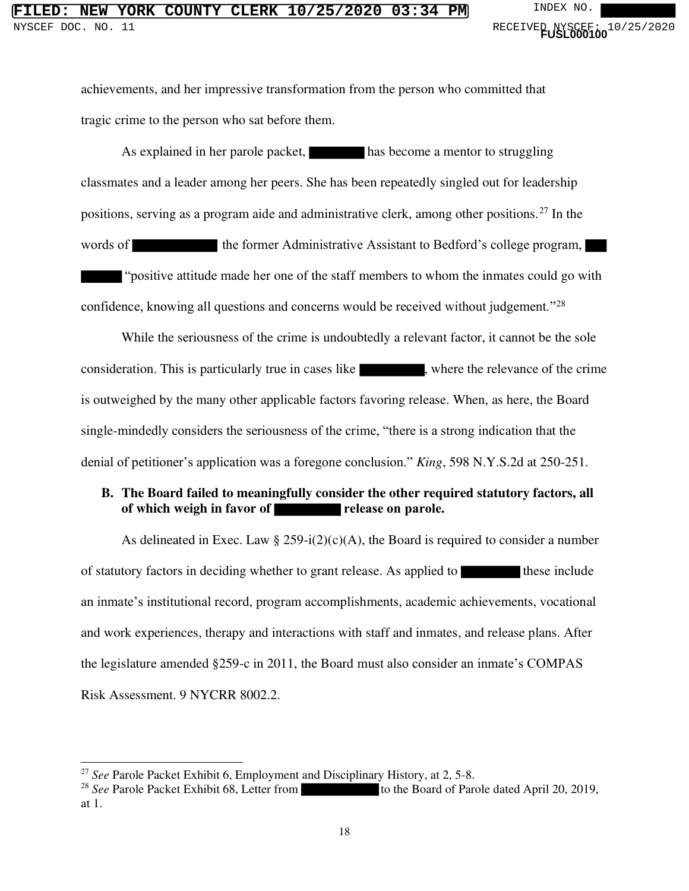achievements, and her impressive transformation from the person who committed that tragic crime to the person who sat before them.

As explained in her parole packet, ████████ has become a mentor to struggling classmates and a leader among her peers. She has been repeatedly singled out for leadership positions, serving as a program aide and administrative clerk, among other positions.[27] In the words of ████████████ the former Administrative Assistant to Bedford's college program, ███ ██████ "positive attitude made her one of the staff members to whom the inmates could go with confidence, knowing all questions and concerns would be received without judgement."[28]

While the seriousness of the crime is undoubtedly a relevant factor, it cannot be the sole consideration. This is particularly true in cases like ██████████, where the relevance of the crime is outweighed by the many other applicable factors favoring release. When, as here, the Board single-mindedly considers the seriousness of the crime, "there is a strong indication that the denial of petitioner's application was a foregone conclusion." *King*, 598 N.Y.S.2d at 250-251.

**B. The Board failed to meaningfully consider the other required statutory factors, all of which weigh in favor of ██████████ release on parole.**

As delineated in Exec. Law § 259-i(2)(c)(A), the Board is required to consider a number of statutory factors in deciding whether to grant release. As applied to ██████████ these include an inmate's institutional record, program accomplishments, academic achievements, vocational and work experiences, therapy and interactions with staff and inmates, and release plans. After the legislature amended §259-c in 2011, the Board must also consider an inmate's COMPAS Risk Assessment. 9 NYCRR 8002.2.

---

[27] *See* Parole Packet Exhibit 6, Employment and Disciplinary History, at 2, 5-8.

[28] *See* Parole Packet Exhibit 68, Letter from ████████████ to the Board of Parole dated April 20, 2019, at 1.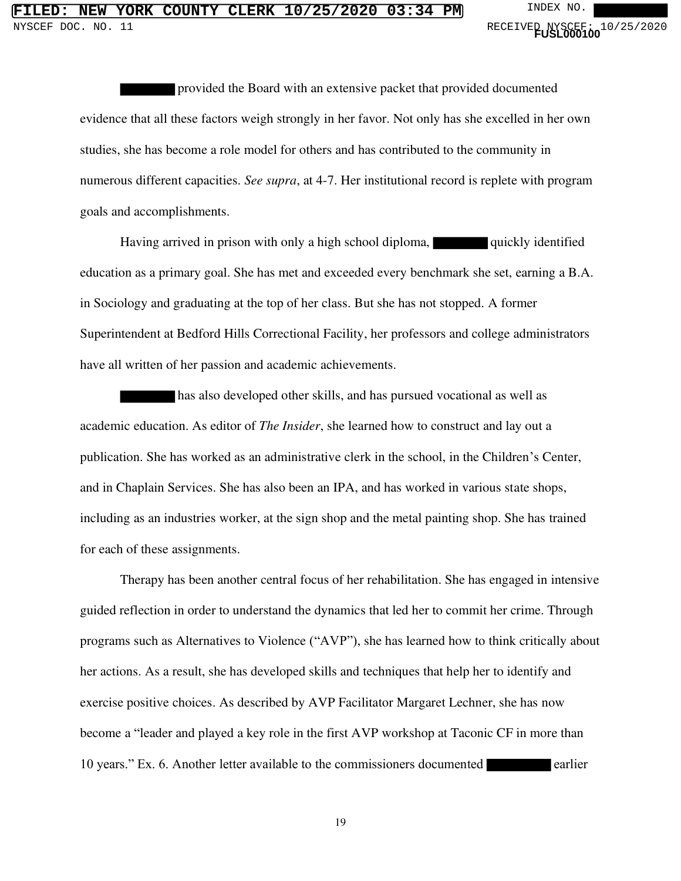████████ provided the Board with an extensive packet that provided documented evidence that all these factors weigh strongly in her favor. Not only has she excelled in her own studies, she has become a role model for others and has contributed to the community in numerous different capacities. *See supra*, at 4-7. Her institutional record is replete with program goals and accomplishments.

Having arrived in prison with only a high school diploma, ████████ quickly identified education as a primary goal. She has met and exceeded every benchmark she set, earning a B.A. in Sociology and graduating at the top of her class. But she has not stopped. A former Superintendent at Bedford Hills Correctional Facility, her professors and college administrators have all written of her passion and academic achievements.

████████ has also developed other skills, and has pursued vocational as well as academic education. As editor of *The Insider*, she learned how to construct and lay out a publication. She has worked as an administrative clerk in the school, in the Children's Center, and in Chaplain Services. She has also been an IPA, and has worked in various state shops, including as an industries worker, at the sign shop and the metal painting shop. She has trained for each of these assignments.

Therapy has been another central focus of her rehabilitation. She has engaged in intensive guided reflection in order to understand the dynamics that led her to commit her crime. Through programs such as Alternatives to Violence ("AVP"), she has learned how to think critically about her actions. As a result, she has developed skills and techniques that help her to identify and exercise positive choices. As described by AVP Facilitator Margaret Lechner, she has now become a "leader and played a key role in the first AVP workshop at Taconic CF in more than 10 years." Ex. 6. Another letter available to the commissioners documented █████████ earlier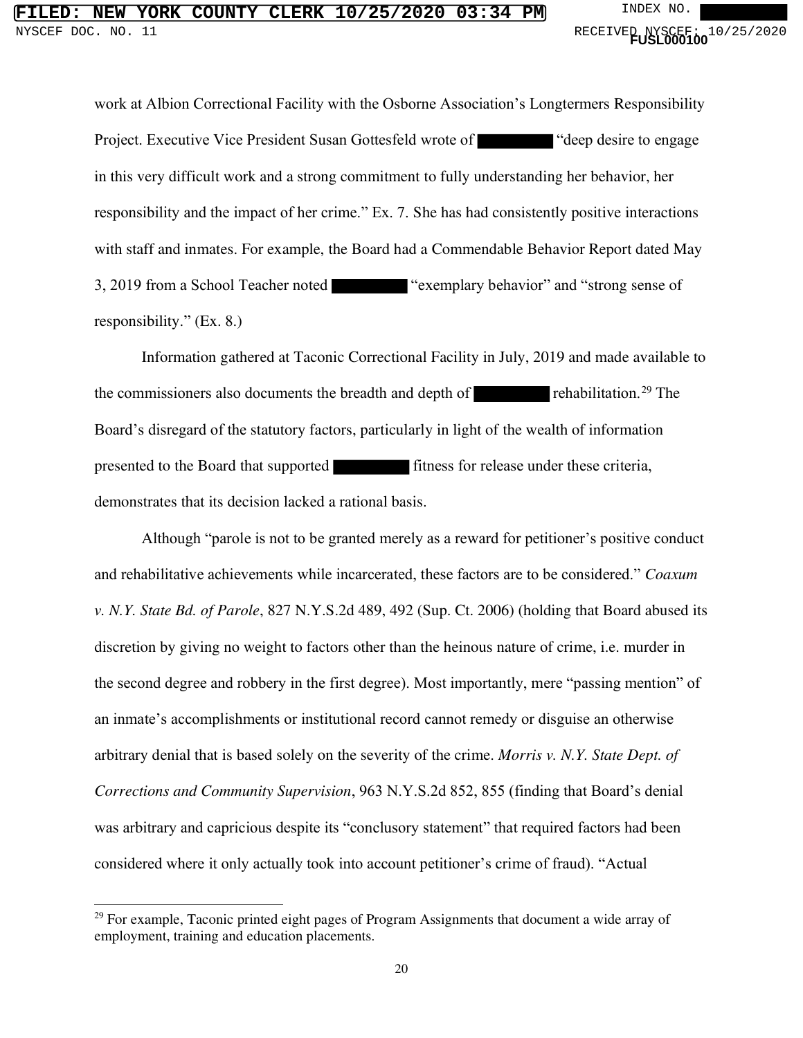work at Albion Correctional Facility with the Osborne Association's Longtermers Responsibility Project. Executive Vice President Susan Gottesfeld wrote of ██████ "deep desire to engage in this very difficult work and a strong commitment to fully understanding her behavior, her responsibility and the impact of her crime." Ex. 7. She has had consistently positive interactions with staff and inmates. For example, the Board had a Commendable Behavior Report dated May 3, 2019 from a School Teacher noted ██████ "exemplary behavior" and "strong sense of responsibility." (Ex. 8.)

Information gathered at Taconic Correctional Facility in July, 2019 and made available to the commissioners also documents the breadth and depth of ██████ rehabilitation.[29] The Board's disregard of the statutory factors, particularly in light of the wealth of information presented to the Board that supported ██████ fitness for release under these criteria, demonstrates that its decision lacked a rational basis.

Although "parole is not to be granted merely as a reward for petitioner's positive conduct and rehabilitative achievements while incarcerated, these factors are to be considered." *Coaxum v. N.Y. State Bd. of Parole*, 827 N.Y.S.2d 489, 492 (Sup. Ct. 2006) (holding that Board abused its discretion by giving no weight to factors other than the heinous nature of crime, i.e. murder in the second degree and robbery in the first degree). Most importantly, mere "passing mention" of an inmate's accomplishments or institutional record cannot remedy or disguise an otherwise arbitrary denial that is based solely on the severity of the crime. *Morris v. N.Y. State Dept. of Corrections and Community Supervision*, 963 N.Y.S.2d 852, 855 (finding that Board's denial was arbitrary and capricious despite its "conclusory statement" that required factors had been considered where it only actually took into account petitioner's crime of fraud). "Actual

---

[29] For example, Taconic printed eight pages of Program Assignments that document a wide array of employment, training and education placements.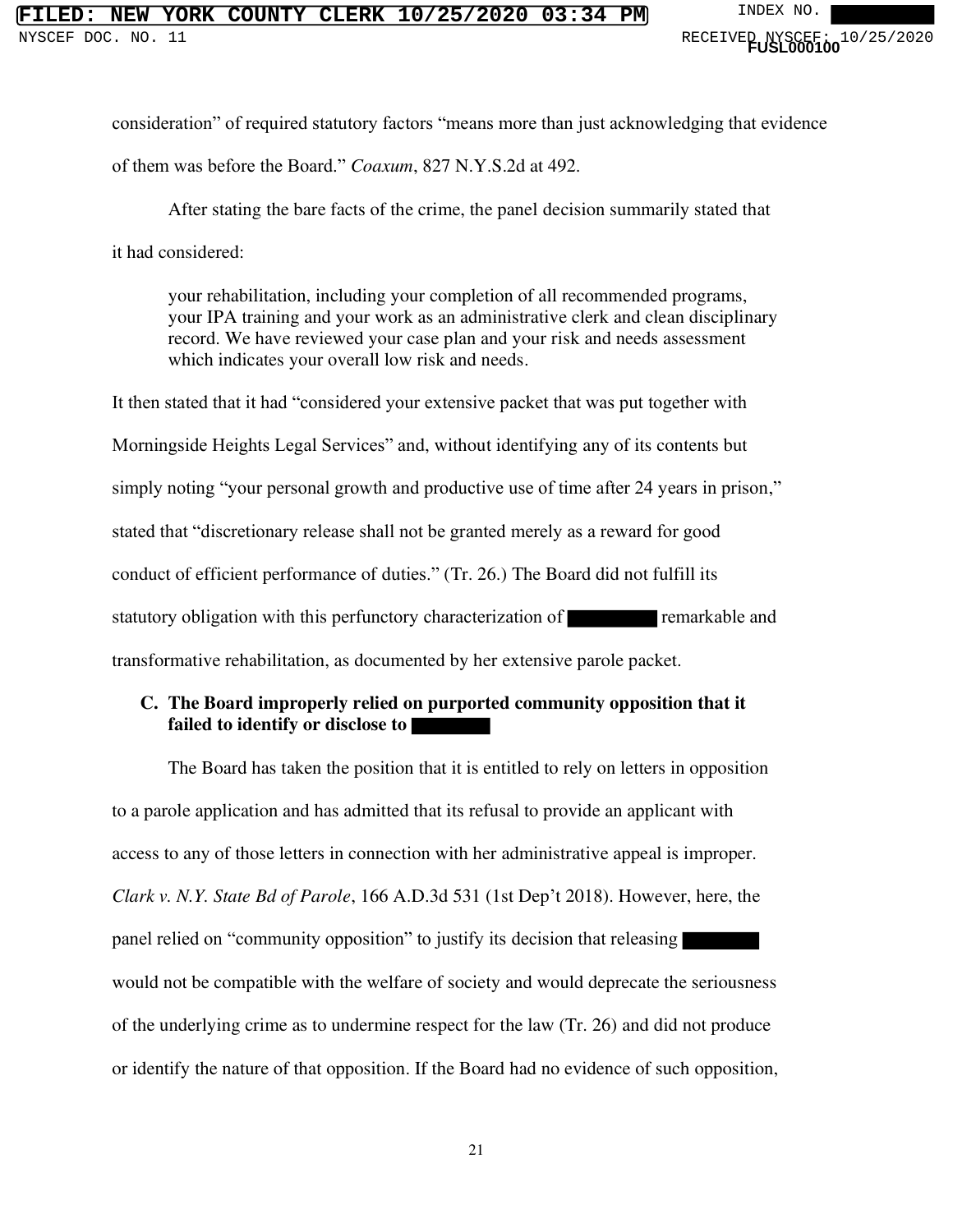consideration" of required statutory factors "means more than just acknowledging that evidence of them was before the Board." *Coaxum*, 827 N.Y.S.2d at 492.

After stating the bare facts of the crime, the panel decision summarily stated that it had considered:

> your rehabilitation, including your completion of all recommended programs, your IPA training and your work as an administrative clerk and clean disciplinary record. We have reviewed your case plan and your risk and needs assessment which indicates your overall low risk and needs.

It then stated that it had "considered your extensive packet that was put together with Morningside Heights Legal Services" and, without identifying any of its contents but simply noting "your personal growth and productive use of time after 24 years in prison," stated that "discretionary release shall not be granted merely as a reward for good conduct of efficient performance of duties." (Tr. 26.) The Board did not fulfill its statutory obligation with this perfunctory characterization of ████████ remarkable and transformative rehabilitation, as documented by her extensive parole packet.

**C. The Board improperly relied on purported community opposition that it failed to identify or disclose to ████████**

The Board has taken the position that it is entitled to rely on letters in opposition to a parole application and has admitted that its refusal to provide an applicant with access to any of those letters in connection with her administrative appeal is improper. *Clark v. N.Y. State Bd of Parole*, 166 A.D.3d 531 (1st Dep't 2018). However, here, the panel relied on "community opposition" to justify its decision that releasing ████████ would not be compatible with the welfare of society and would deprecate the seriousness of the underlying crime as to undermine respect for the law (Tr. 26) and did not produce or identify the nature of that opposition. If the Board had no evidence of such opposition,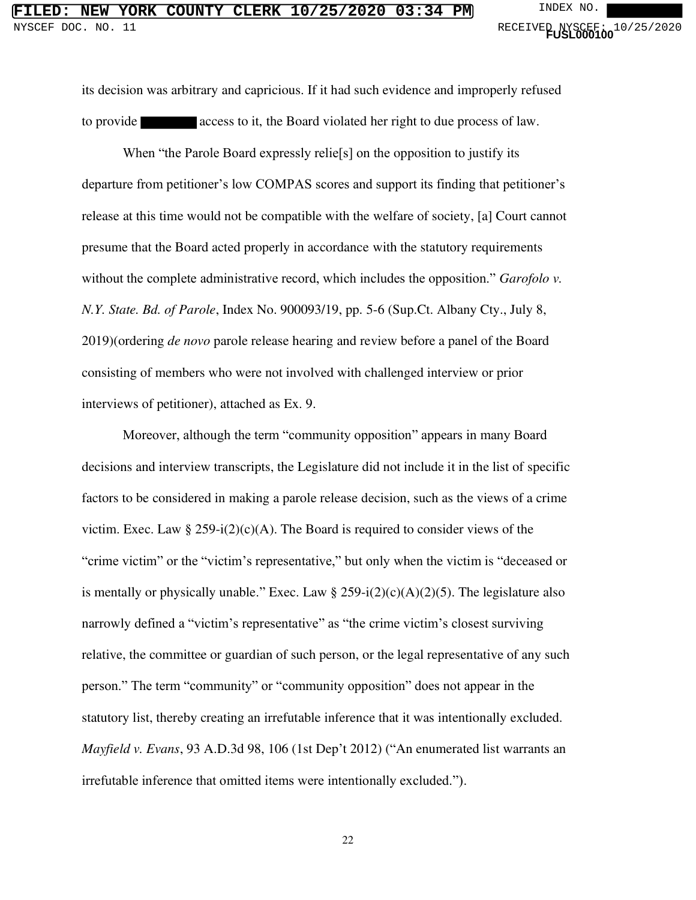its decision was arbitrary and capricious. If it had such evidence and improperly refused to provide ██████ access to it, the Board violated her right to due process of law.

When "the Parole Board expressly relie[s] on the opposition to justify its departure from petitioner's low COMPAS scores and support its finding that petitioner's release at this time would not be compatible with the welfare of society, [a] Court cannot presume that the Board acted properly in accordance with the statutory requirements without the complete administrative record, which includes the opposition." *Garofolo v. N.Y. State. Bd. of Parole*, Index No. 900093/19, pp. 5-6 (Sup.Ct. Albany Cty., July 8, 2019)(ordering *de novo* parole release hearing and review before a panel of the Board consisting of members who were not involved with challenged interview or prior interviews of petitioner), attached as Ex. 9.

Moreover, although the term "community opposition" appears in many Board decisions and interview transcripts, the Legislature did not include it in the list of specific factors to be considered in making a parole release decision, such as the views of a crime victim. Exec. Law § 259-i(2)(c)(A). The Board is required to consider views of the "crime victim" or the "victim's representative," but only when the victim is "deceased or is mentally or physically unable." Exec. Law § 259-i(2)(c)(A)(2)(5). The legislature also narrowly defined a "victim's representative" as "the crime victim's closest surviving relative, the committee or guardian of such person, or the legal representative of any such person." The term "community" or "community opposition" does not appear in the statutory list, thereby creating an irrefutable inference that it was intentionally excluded. *Mayfield v. Evans*, 93 A.D.3d 98, 106 (1st Dep't 2012) ("An enumerated list warrants an irrefutable inference that omitted items were intentionally excluded.").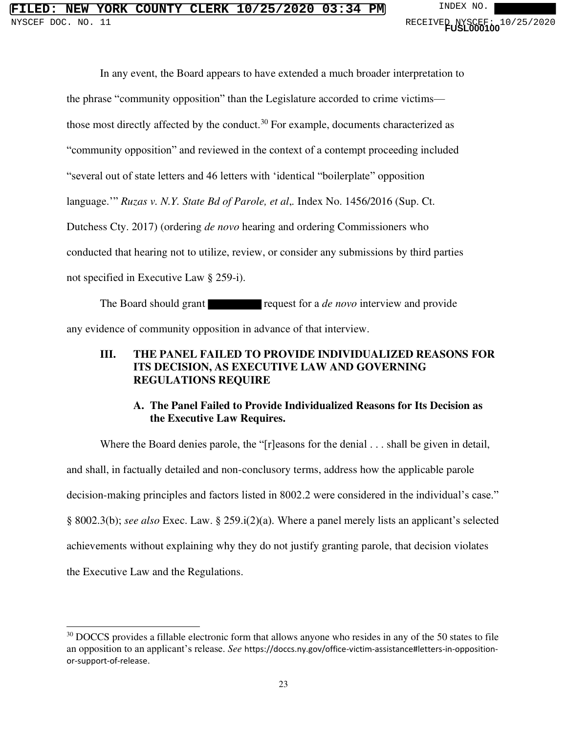In any event, the Board appears to have extended a much broader interpretation to the phrase "community opposition" than the Legislature accorded to crime victims—those most directly affected by the conduct.[30] For example, documents characterized as "community opposition" and reviewed in the context of a contempt proceeding included "several out of state letters and 46 letters with 'identical "boilerplate" opposition language.'" *Ruzas v. N.Y. State Bd of Parole, et al*,. Index No. 1456/2016 (Sup. Ct. Dutchess Cty. 2017) (ordering *de novo* hearing and ordering Commissioners who conducted that hearing not to utilize, review, or consider any submissions by third parties not specified in Executive Law § 259-i).

The Board should grant [REDACTED] request for a *de novo* interview and provide any evidence of community opposition in advance of that interview.

## III. THE PANEL FAILED TO PROVIDE INDIVIDUALIZED REASONS FOR ITS DECISION, AS EXECUTIVE LAW AND GOVERNING REGULATIONS REQUIRE

### A. The Panel Failed to Provide Individualized Reasons for Its Decision as the Executive Law Requires.

Where the Board denies parole, the "[r]easons for the denial . . . shall be given in detail, and shall, in factually detailed and non-conclusory terms, address how the applicable parole decision-making principles and factors listed in 8002.2 were considered in the individual's case." § 8002.3(b); *see also* Exec. Law. § 259.i(2)(a). Where a panel merely lists an applicant's selected achievements without explaining why they do not justify granting parole, that decision violates the Executive Law and the Regulations.

---

[30] DOCCS provides a fillable electronic form that allows anyone who resides in any of the 50 states to file an opposition to an applicant's release. *See* https://doccs.ny.gov/office-victim-assistance#letters-in-opposition-or-support-of-release.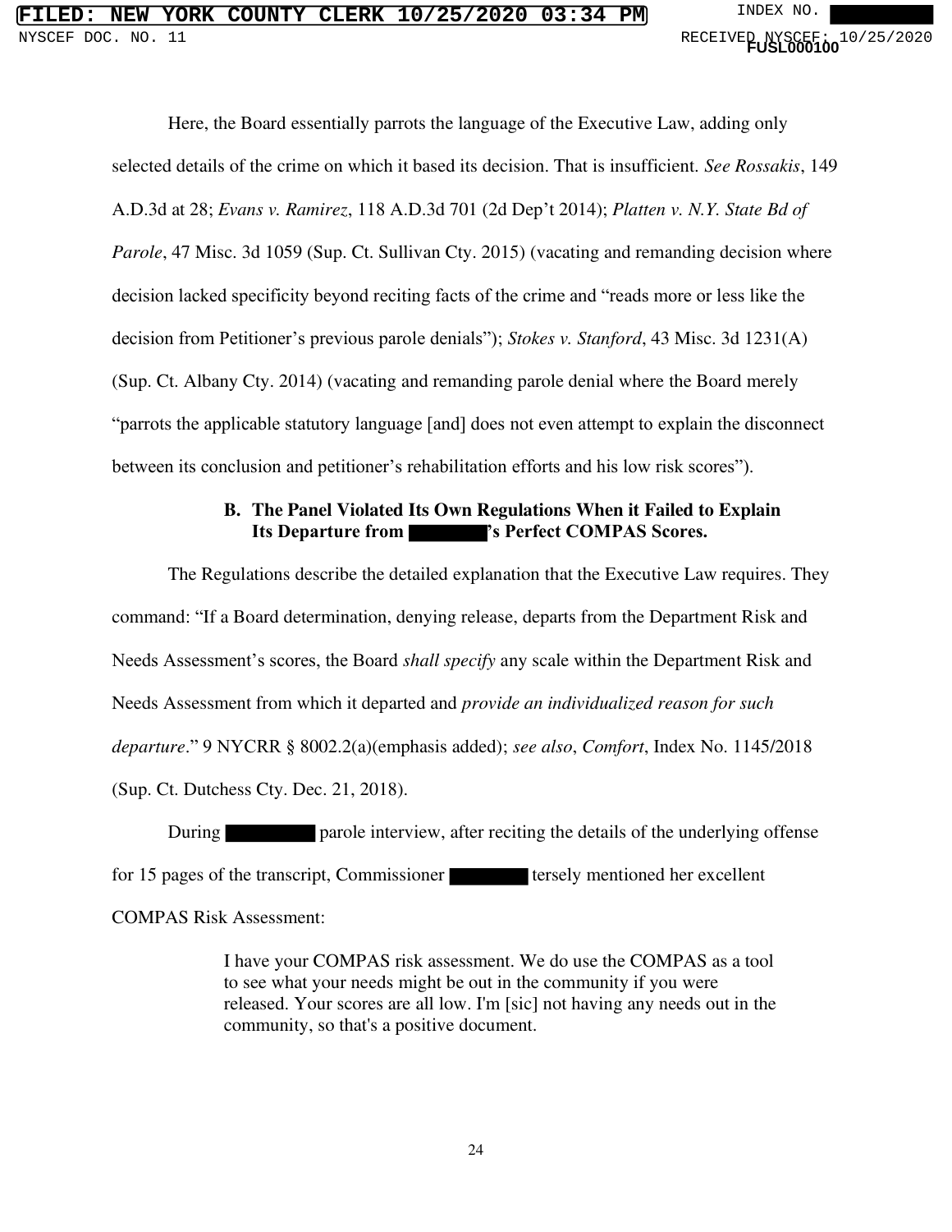Here, the Board essentially parrots the language of the Executive Law, adding only selected details of the crime on which it based its decision. That is insufficient. *See Rossakis*, 149 A.D.3d at 28; *Evans v. Ramirez*, 118 A.D.3d 701 (2d Dep't 2014); *Platten v. N.Y. State Bd of Parole*, 47 Misc. 3d 1059 (Sup. Ct. Sullivan Cty. 2015) (vacating and remanding decision where decision lacked specificity beyond reciting facts of the crime and "reads more or less like the decision from Petitioner's previous parole denials"); *Stokes v. Stanford*, 43 Misc. 3d 1231(A) (Sup. Ct. Albany Cty. 2014) (vacating and remanding parole denial where the Board merely "parrots the applicable statutory language [and] does not even attempt to explain the disconnect between its conclusion and petitioner's rehabilitation efforts and his low risk scores").

### B. The Panel Violated Its Own Regulations When it Failed to Explain Its Departure from ███'s Perfect COMPAS Scores.

The Regulations describe the detailed explanation that the Executive Law requires. They command: "If a Board determination, denying release, departs from the Department Risk and Needs Assessment's scores, the Board *shall specify* any scale within the Department Risk and Needs Assessment from which it departed and *provide an individualized reason for such departure*." 9 NYCRR § 8002.2(a)(emphasis added); *see also*, *Comfort*, Index No. 1145/2018 (Sup. Ct. Dutchess Cty. Dec. 21, 2018).

During ███ parole interview, after reciting the details of the underlying offense for 15 pages of the transcript, Commissioner ███ tersely mentioned her excellent COMPAS Risk Assessment:

> I have your COMPAS risk assessment. We do use the COMPAS as a tool to see what your needs might be out in the community if you were released. Your scores are all low. I'm [sic] not having any needs out in the community, so that's a positive document.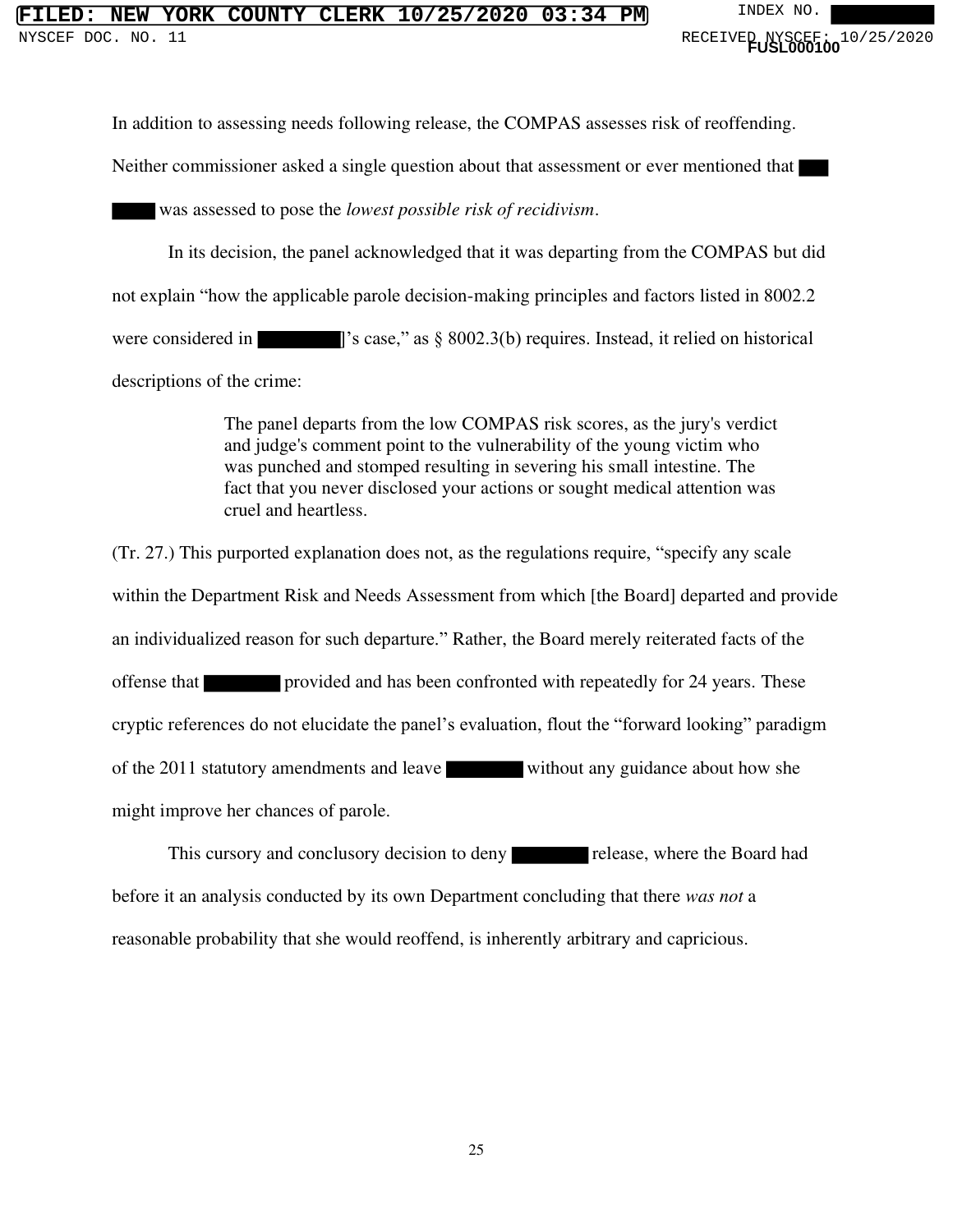In addition to assessing needs following release, the COMPAS assesses risk of reoffending. Neither commissioner asked a single question about that assessment or ever mentioned that ████ ████ was assessed to pose the *lowest possible risk of recidivism*.

In its decision, the panel acknowledged that it was departing from the COMPAS but did not explain "how the applicable parole decision-making principles and factors listed in 8002.2 were considered in ████]'s case," as § 8002.3(b) requires. Instead, it relied on historical descriptions of the crime:

> The panel departs from the low COMPAS risk scores, as the jury's verdict and judge's comment point to the vulnerability of the young victim who was punched and stomped resulting in severing his small intestine. The fact that you never disclosed your actions or sought medical attention was cruel and heartless.

(Tr. 27.) This purported explanation does not, as the regulations require, "specify any scale within the Department Risk and Needs Assessment from which [the Board] departed and provide an individualized reason for such departure." Rather, the Board merely reiterated facts of the offense that ████ provided and has been confronted with repeatedly for 24 years. These cryptic references do not elucidate the panel's evaluation, flout the "forward looking" paradigm of the 2011 statutory amendments and leave ████ without any guidance about how she might improve her chances of parole.

This cursory and conclusory decision to deny ████ release, where the Board had before it an analysis conducted by its own Department concluding that there *was not* a reasonable probability that she would reoffend, is inherently arbitrary and capricious.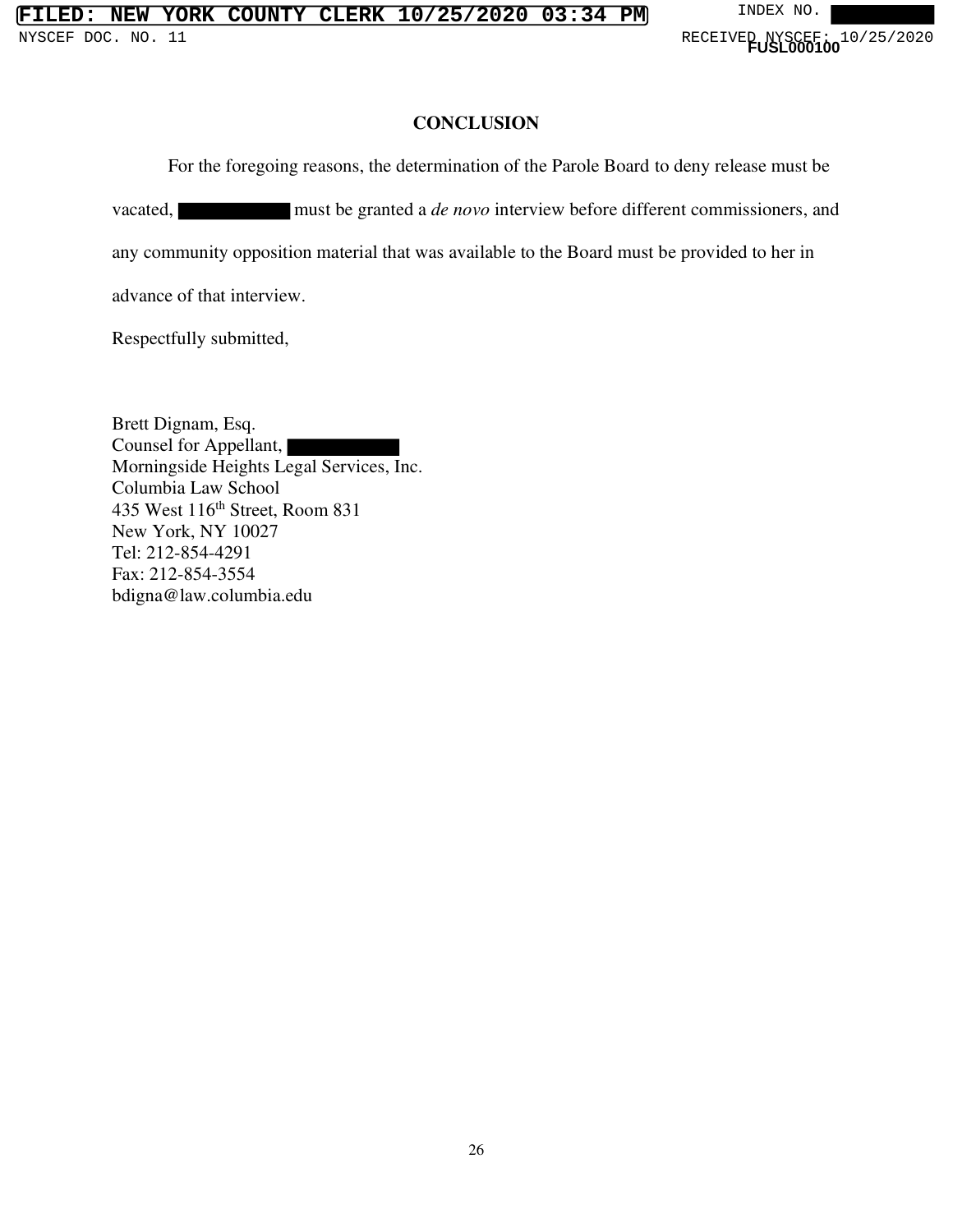## CONCLUSION

For the foregoing reasons, the determination of the Parole Board to deny release must be vacated, [REDACTED] must be granted a *de novo* interview before different commissioners, and any community opposition material that was available to the Board must be provided to her in advance of that interview.

Respectfully submitted,

Brett Dignam, Esq.
Counsel for Appellant, [REDACTED]
Morningside Heights Legal Services, Inc.
Columbia Law School
435 West 116th Street, Room 831
New York, NY 10027
Tel: 212-854-4291
Fax: 212-854-3554
bdigna@law.columbia.edu